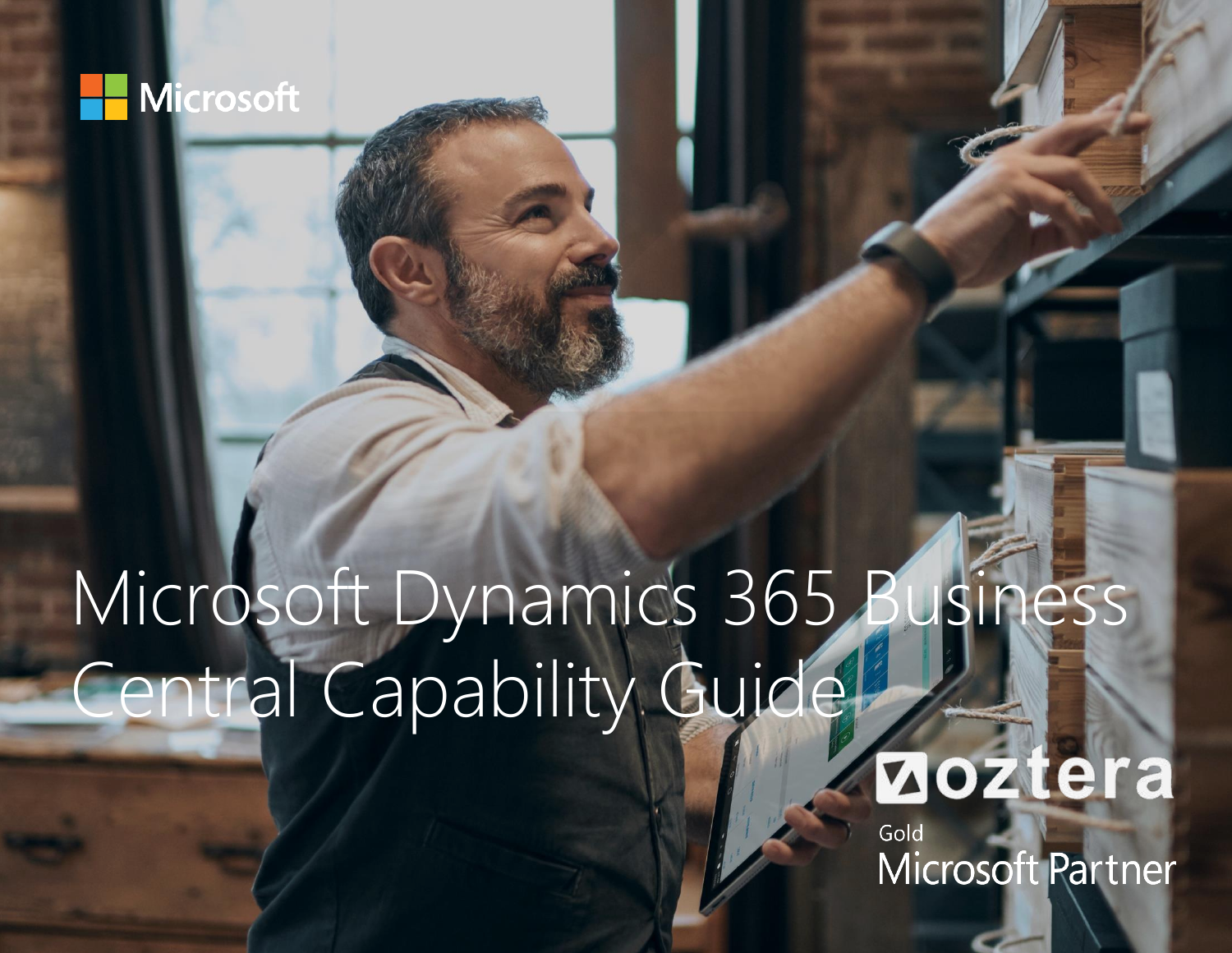Microsoft

# Microsoft Dynamics 365 Business Central Capability Guide

oztera

Gold

Microsoft Partner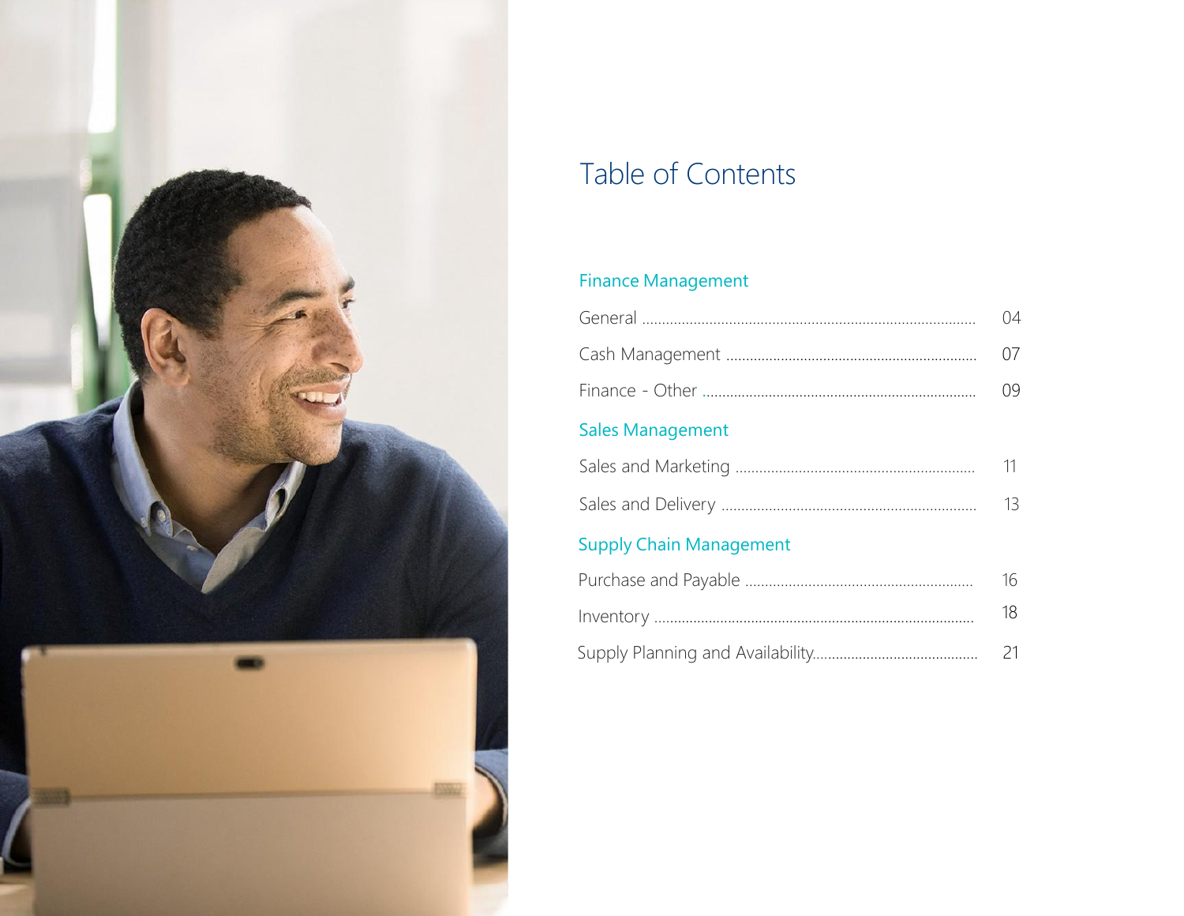# Table of Contents

## Finance Management

| | |
|---|---|
| General | 04 |
| Cash Management | 07 |
| Finance - Other | 09 |

## Sales Management

| | |
|---|---|
| Sales and Marketing | 11 |
| Sales and Delivery | 13 |

## Supply Chain Management

| | |
|---|---|
| Purchase and Payable | 16 |
| Inventory | 18 |
| Supply Planning and Availability | 21 |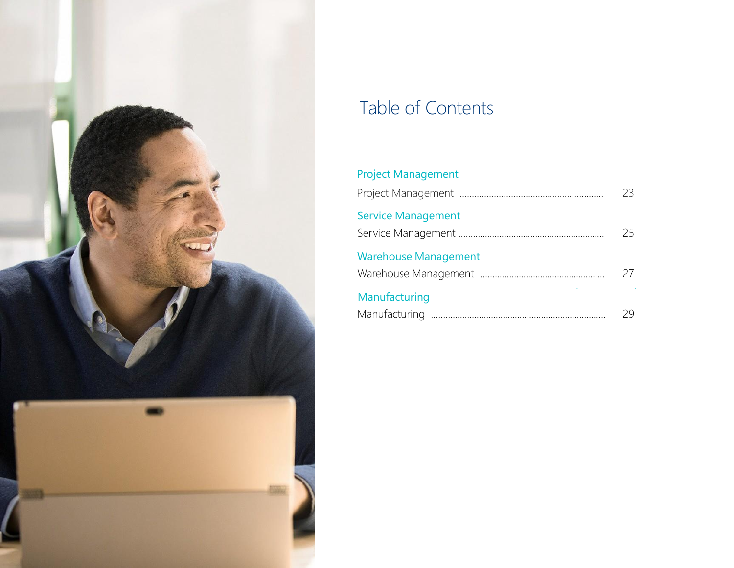# Table of Contents

## Project Management

Project Management .......................................................... 23

## Service Management

Service Management .......................................................... 25

## Warehouse Management

Warehouse Management .......................................................... 27

## Manufacturing

Manufacturing .......................................................... 29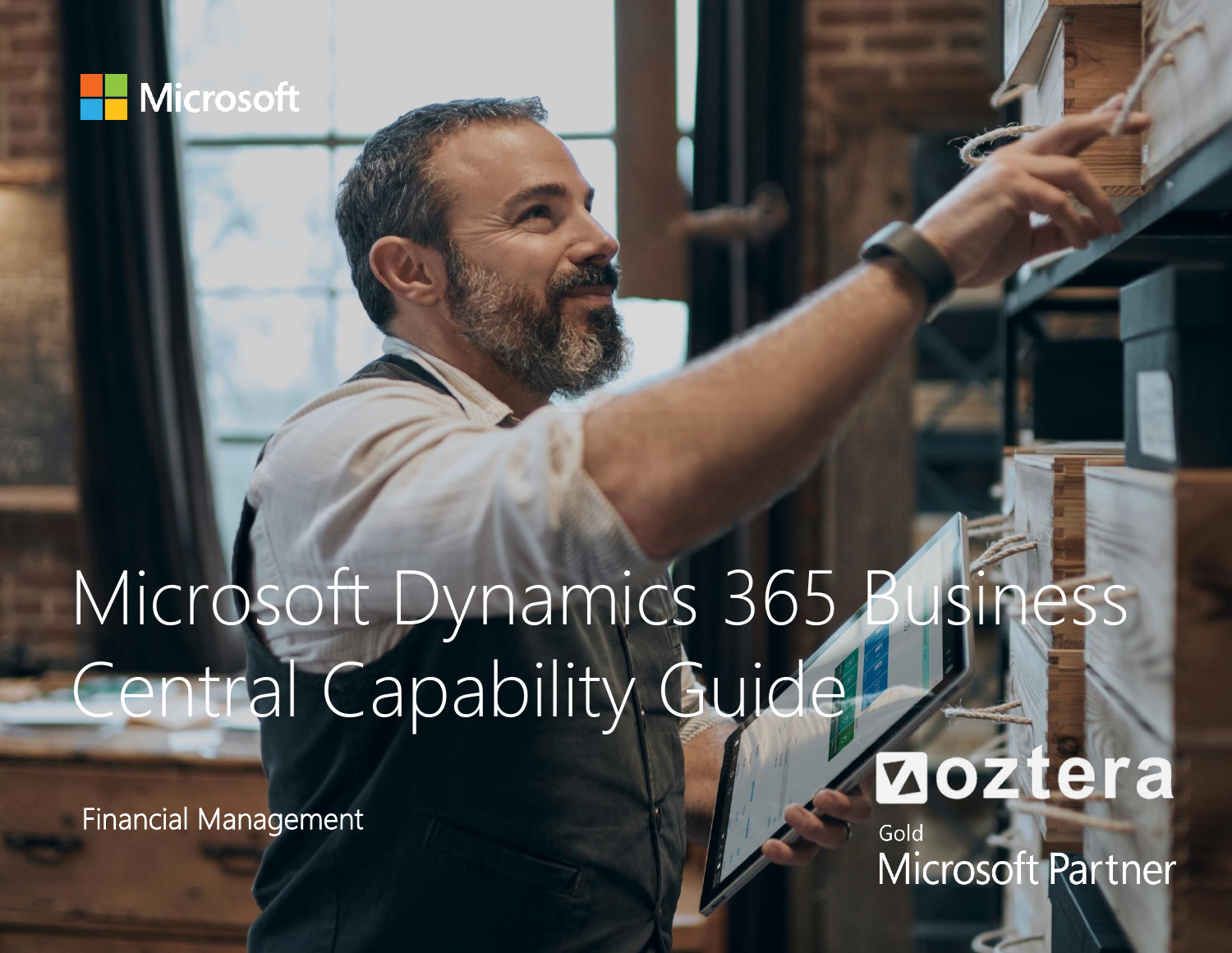Microsoft

# Microsoft Dynamics 365 Business Central Capability Guide

Financial Management

oztera

Gold
Microsoft Partner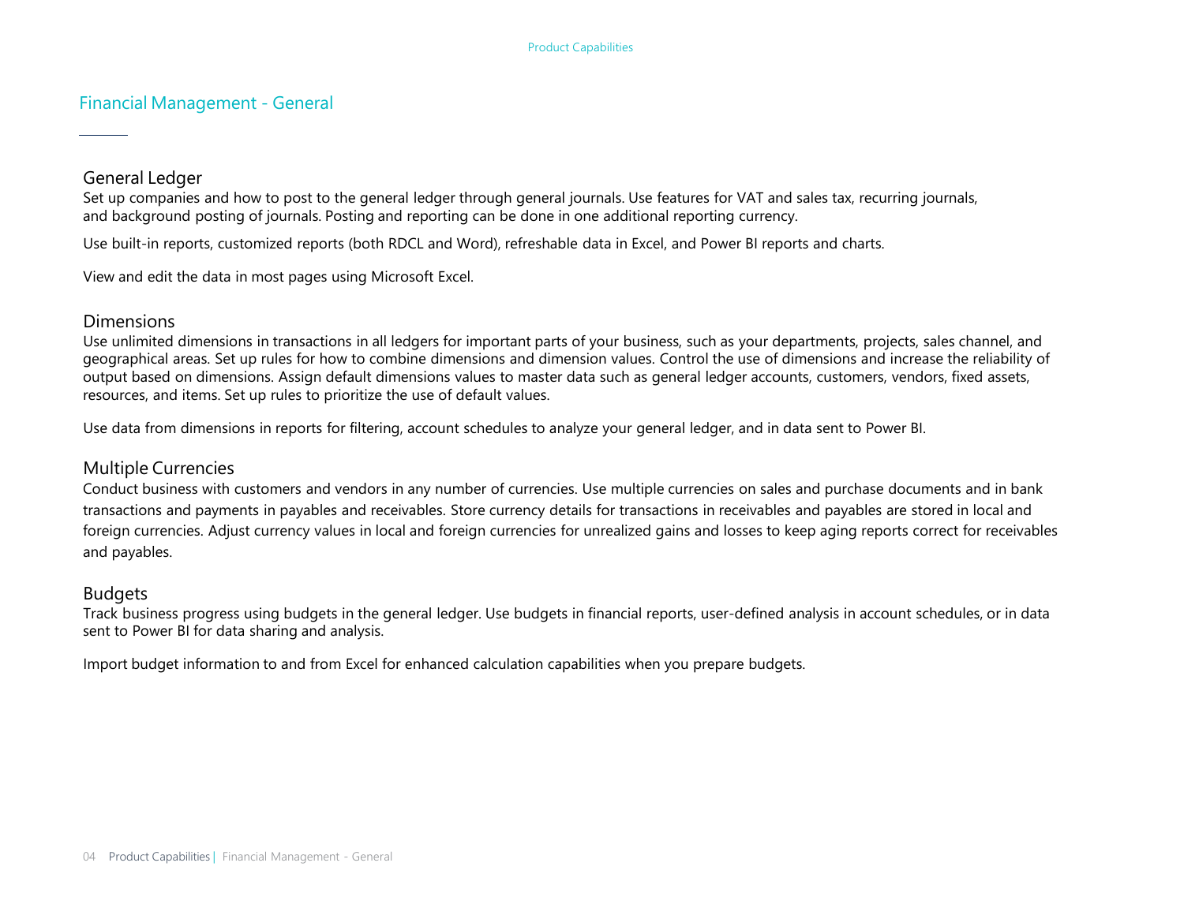# Financial Management - General

## General Ledger

Set up companies and how to post to the general ledger through general journals. Use features for VAT and sales tax, recurring journals, and background posting of journals. Posting and reporting can be done in one additional reporting currency.

Use built-in reports, customized reports (both RDCL and Word), refreshable data in Excel, and Power BI reports and charts.

View and edit the data in most pages using Microsoft Excel.

## Dimensions

Use unlimited dimensions in transactions in all ledgers for important parts of your business, such as your departments, projects, sales channel, and geographical areas. Set up rules for how to combine dimensions and dimension values. Control the use of dimensions and increase the reliability of output based on dimensions. Assign default dimensions values to master data such as general ledger accounts, customers, vendors, fixed assets, resources, and items. Set up rules to prioritize the use of default values.

Use data from dimensions in reports for filtering, account schedules to analyze your general ledger, and in data sent to Power BI.

## Multiple Currencies

Conduct business with customers and vendors in any number of currencies. Use multiple currencies on sales and purchase documents and in bank transactions and payments in payables and receivables. Store currency details for transactions in receivables and payables are stored in local and foreign currencies. Adjust currency values in local and foreign currencies for unrealized gains and losses to keep aging reports correct for receivables and payables.

## Budgets

Track business progress using budgets in the general ledger. Use budgets in financial reports, user-defined analysis in account schedules, or in data sent to Power BI for data sharing and analysis.

Import budget information to and from Excel for enhanced calculation capabilities when you prepare budgets.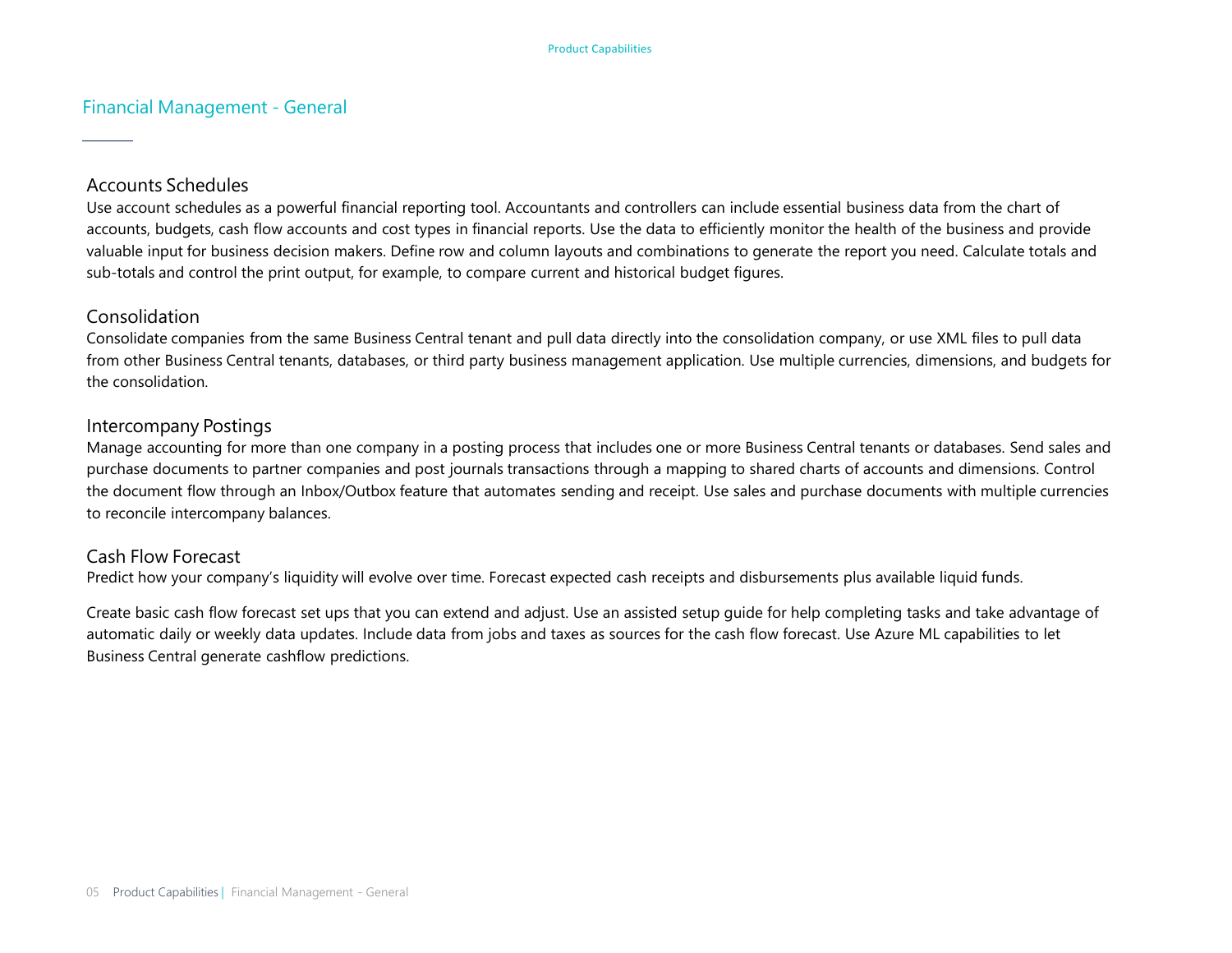## Financial Management - General

### Accounts Schedules

Use account schedules as a powerful financial reporting tool. Accountants and controllers can include essential business data from the chart of accounts, budgets, cash flow accounts and cost types in financial reports. Use the data to efficiently monitor the health of the business and provide valuable input for business decision makers. Define row and column layouts and combinations to generate the report you need. Calculate totals and sub-totals and control the print output, for example, to compare current and historical budget figures.

### Consolidation

Consolidate companies from the same Business Central tenant and pull data directly into the consolidation company, or use XML files to pull data from other Business Central tenants, databases, or third party business management application. Use multiple currencies, dimensions, and budgets for the consolidation.

### Intercompany Postings

Manage accounting for more than one company in a posting process that includes one or more Business Central tenants or databases. Send sales and purchase documents to partner companies and post journals transactions through a mapping to shared charts of accounts and dimensions. Control the document flow through an Inbox/Outbox feature that automates sending and receipt. Use sales and purchase documents with multiple currencies to reconcile intercompany balances.

### Cash Flow Forecast

Predict how your company's liquidity will evolve over time. Forecast expected cash receipts and disbursements plus available liquid funds.

Create basic cash flow forecast set ups that you can extend and adjust. Use an assisted setup guide for help completing tasks and take advantage of automatic daily or weekly data updates. Include data from jobs and taxes as sources for the cash flow forecast. Use Azure ML capabilities to let Business Central generate cashflow predictions.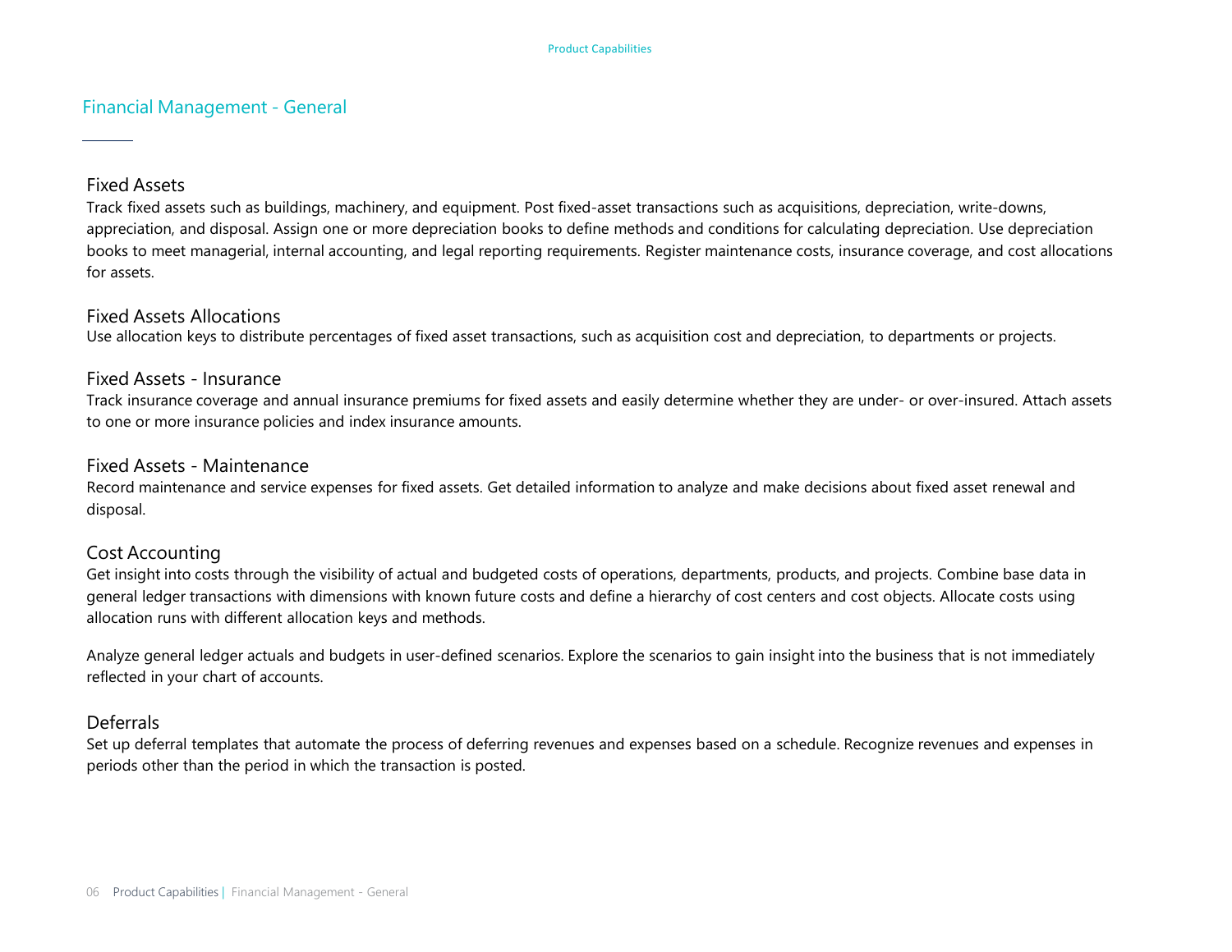## Financial Management - General

### Fixed Assets

Track fixed assets such as buildings, machinery, and equipment. Post fixed-asset transactions such as acquisitions, depreciation, write-downs, appreciation, and disposal. Assign one or more depreciation books to define methods and conditions for calculating depreciation. Use depreciation books to meet managerial, internal accounting, and legal reporting requirements. Register maintenance costs, insurance coverage, and cost allocations for assets.

### Fixed Assets Allocations

Use allocation keys to distribute percentages of fixed asset transactions, such as acquisition cost and depreciation, to departments or projects.

### Fixed Assets - Insurance

Track insurance coverage and annual insurance premiums for fixed assets and easily determine whether they are under- or over-insured. Attach assets to one or more insurance policies and index insurance amounts.

### Fixed Assets - Maintenance

Record maintenance and service expenses for fixed assets. Get detailed information to analyze and make decisions about fixed asset renewal and disposal.

### Cost Accounting

Get insight into costs through the visibility of actual and budgeted costs of operations, departments, products, and projects. Combine base data in general ledger transactions with dimensions with known future costs and define a hierarchy of cost centers and cost objects. Allocate costs using allocation runs with different allocation keys and methods.

Analyze general ledger actuals and budgets in user-defined scenarios. Explore the scenarios to gain insight into the business that is not immediately reflected in your chart of accounts.

### Deferrals

Set up deferral templates that automate the process of deferring revenues and expenses based on a schedule. Recognize revenues and expenses in periods other than the period in which the transaction is posted.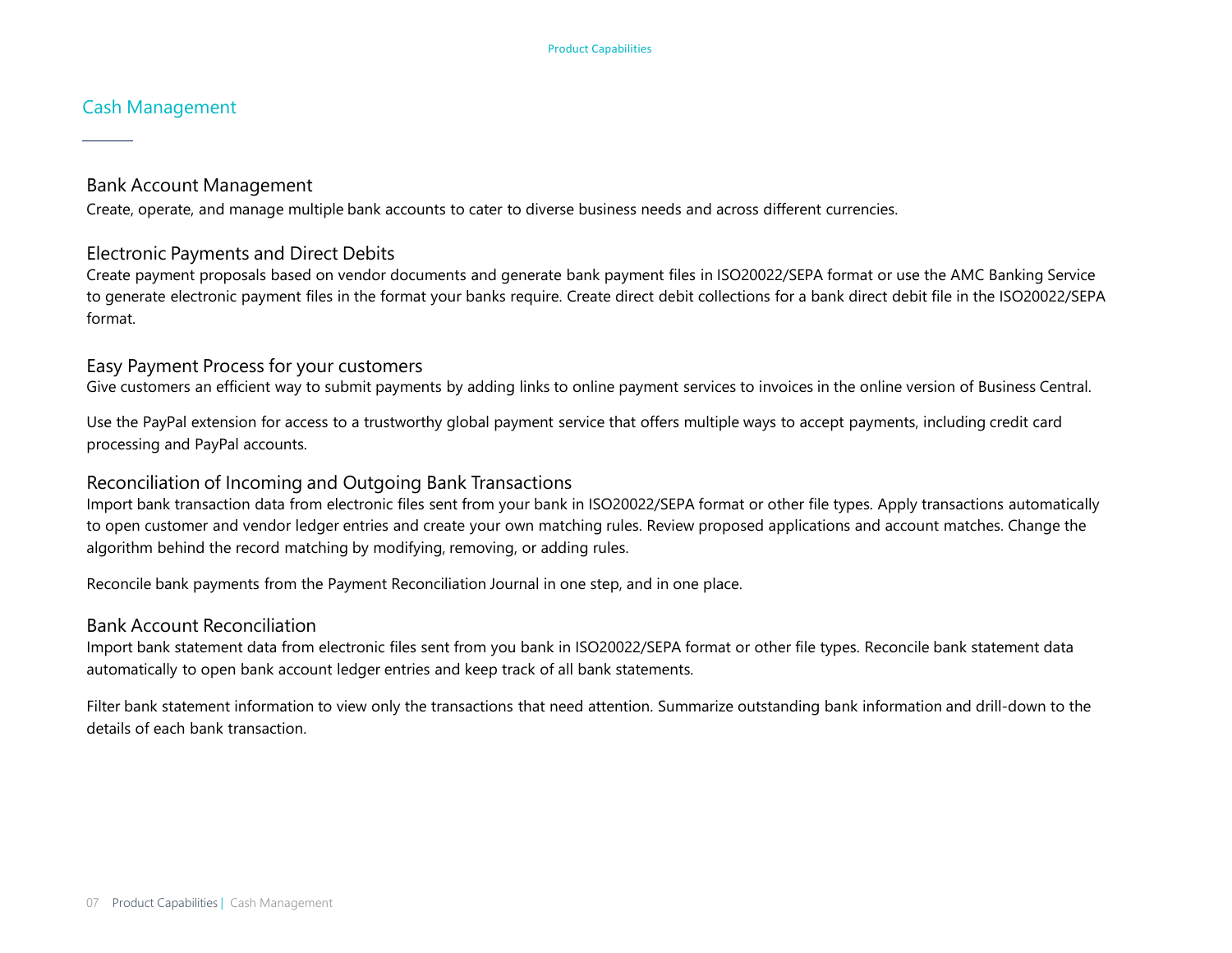## Cash Management

### Bank Account Management

Create, operate, and manage multiple bank accounts to cater to diverse business needs and across different currencies.

### Electronic Payments and Direct Debits

Create payment proposals based on vendor documents and generate bank payment files in ISO20022/SEPA format or use the AMC Banking Service to generate electronic payment files in the format your banks require. Create direct debit collections for a bank direct debit file in the ISO20022/SEPA format.

### Easy Payment Process for your customers

Give customers an efficient way to submit payments by adding links to online payment services to invoices in the online version of Business Central.

Use the PayPal extension for access to a trustworthy global payment service that offers multiple ways to accept payments, including credit card processing and PayPal accounts.

### Reconciliation of Incoming and Outgoing Bank Transactions

Import bank transaction data from electronic files sent from your bank in ISO20022/SEPA format or other file types. Apply transactions automatically to open customer and vendor ledger entries and create your own matching rules. Review proposed applications and account matches. Change the algorithm behind the record matching by modifying, removing, or adding rules.

Reconcile bank payments from the Payment Reconciliation Journal in one step, and in one place.

### Bank Account Reconciliation

Import bank statement data from electronic files sent from you bank in ISO20022/SEPA format or other file types. Reconcile bank statement data automatically to open bank account ledger entries and keep track of all bank statements.

Filter bank statement information to view only the transactions that need attention. Summarize outstanding bank information and drill-down to the details of each bank transaction.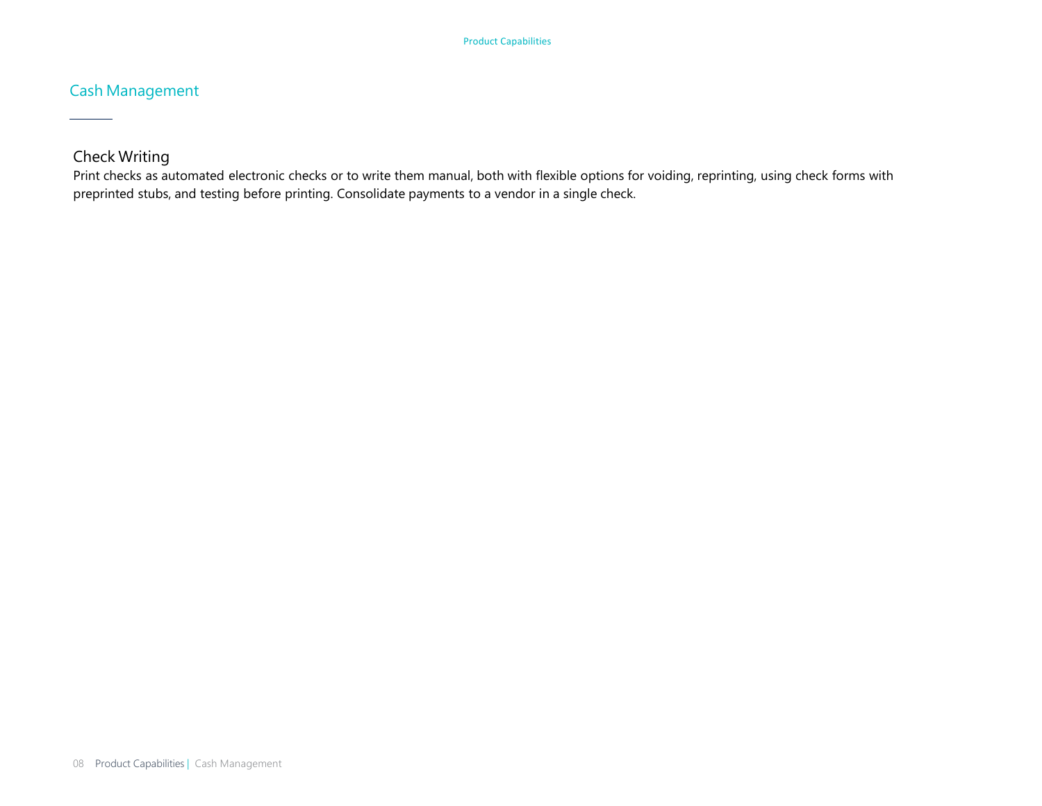## Cash Management

### Check Writing

Print checks as automated electronic checks or to write them manual, both with flexible options for voiding, reprinting, using check forms with preprinted stubs, and testing before printing. Consolidate payments to a vendor in a single check.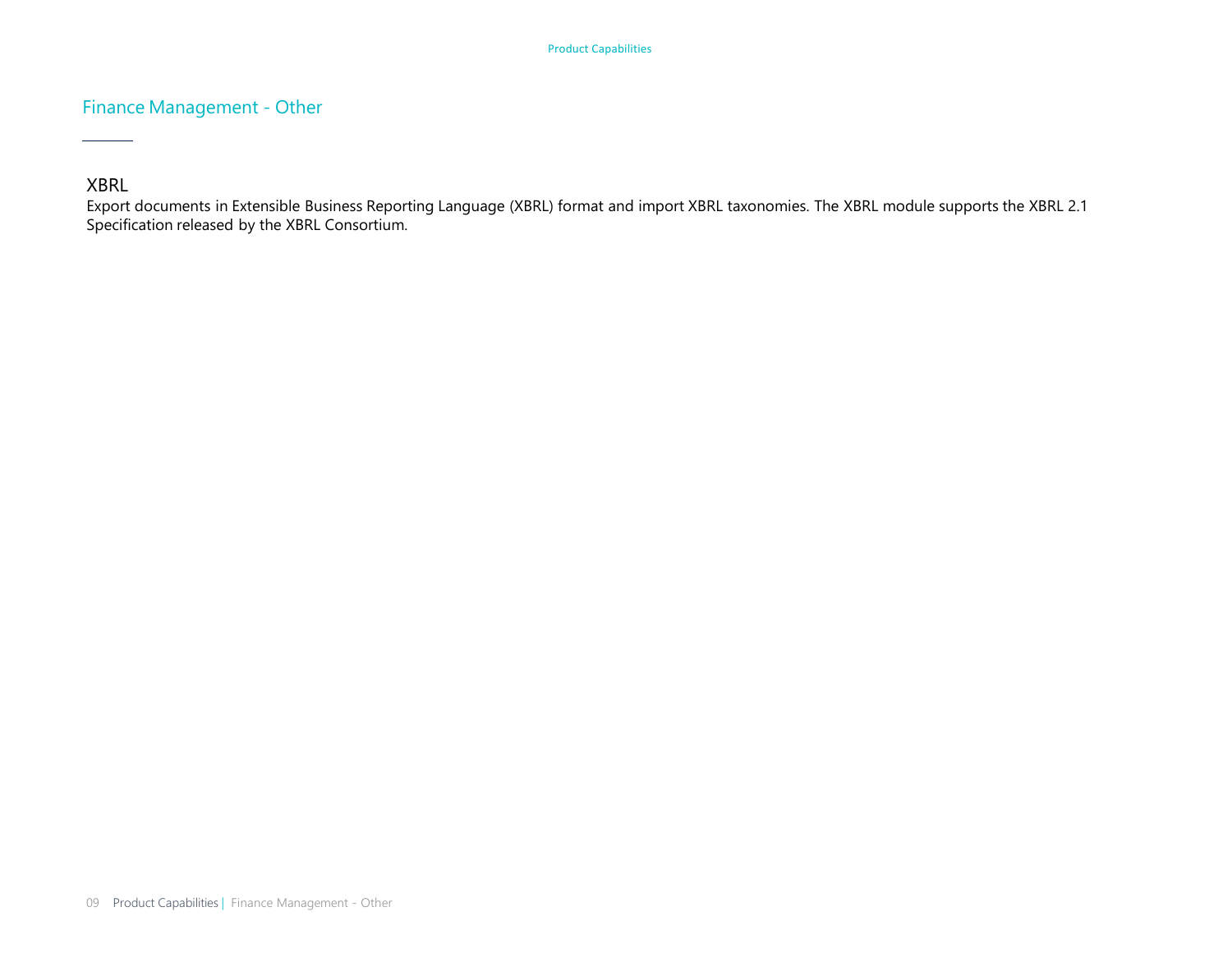## Finance Management - Other

### XBRL

Export documents in Extensible Business Reporting Language (XBRL) format and import XBRL taxonomies. The XBRL module supports the XBRL 2.1 Specification released by the XBRL Consortium.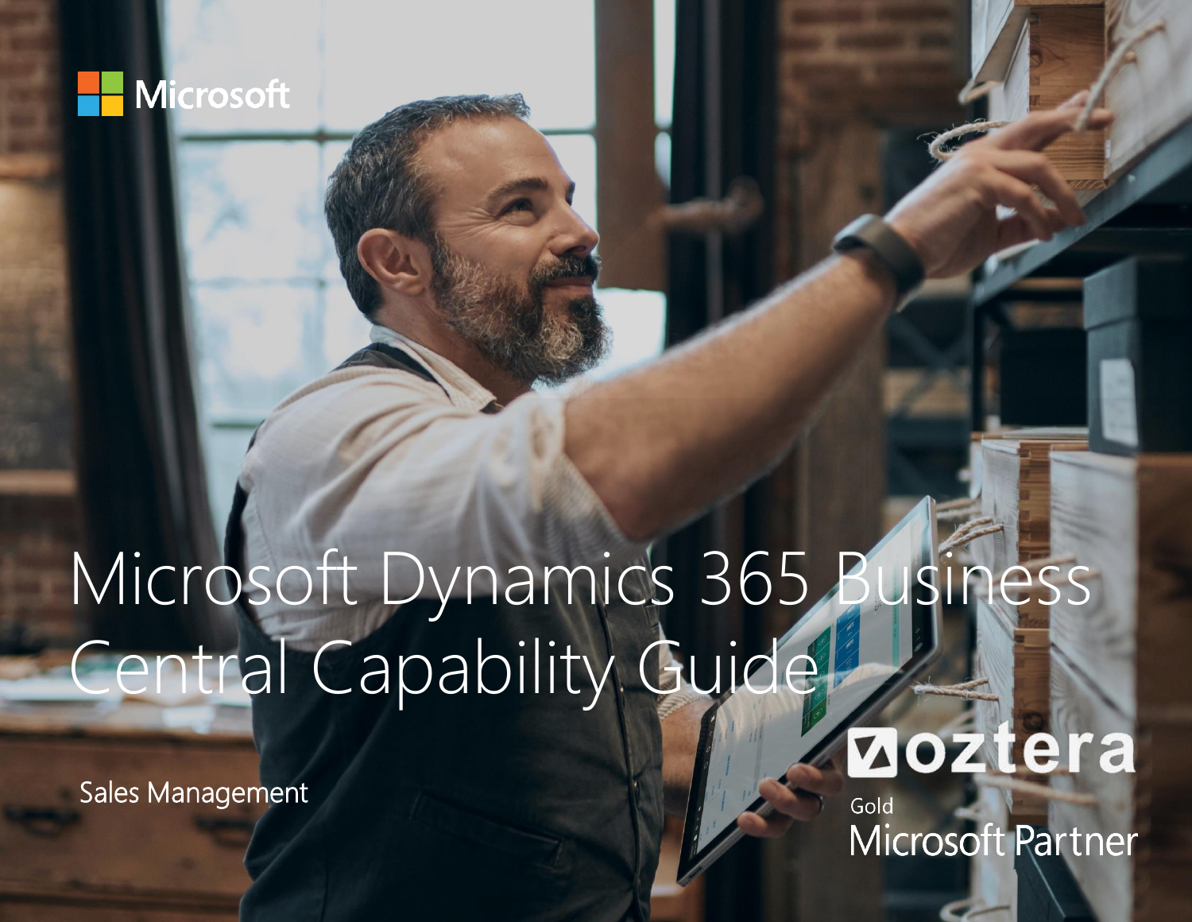Microsoft

# Microsoft Dynamics 365 Business Central Capability Guide

Sales Management

oztera

Gold Microsoft Partner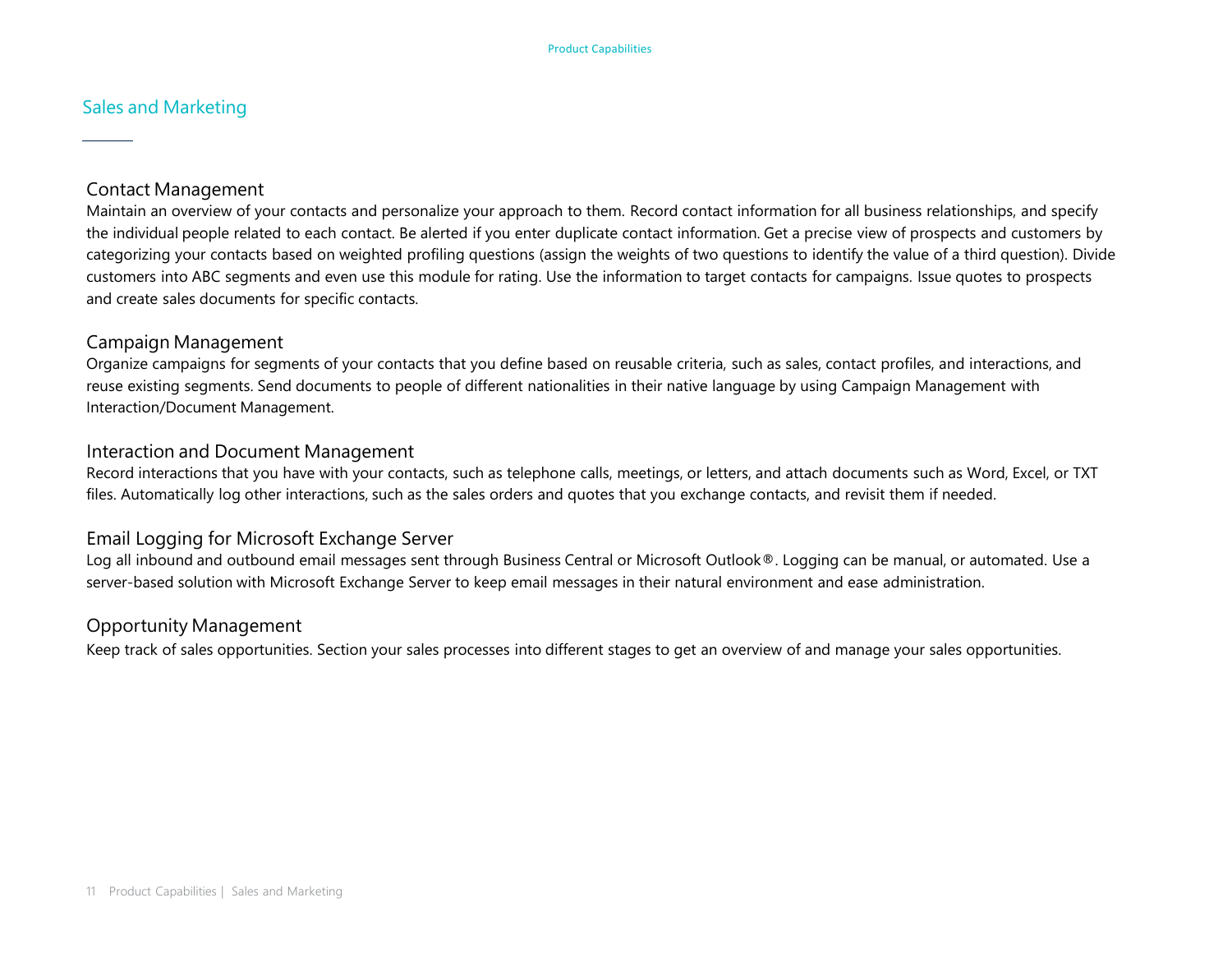## Sales and Marketing

### Contact Management

Maintain an overview of your contacts and personalize your approach to them. Record contact information for all business relationships, and specify the individual people related to each contact. Be alerted if you enter duplicate contact information. Get a precise view of prospects and customers by categorizing your contacts based on weighted profiling questions (assign the weights of two questions to identify the value of a third question). Divide customers into ABC segments and even use this module for rating. Use the information to target contacts for campaigns. Issue quotes to prospects and create sales documents for specific contacts.

### Campaign Management

Organize campaigns for segments of your contacts that you define based on reusable criteria, such as sales, contact profiles, and interactions, and reuse existing segments. Send documents to people of different nationalities in their native language by using Campaign Management with Interaction/Document Management.

### Interaction and Document Management

Record interactions that you have with your contacts, such as telephone calls, meetings, or letters, and attach documents such as Word, Excel, or TXT files. Automatically log other interactions, such as the sales orders and quotes that you exchange contacts, and revisit them if needed.

### Email Logging for Microsoft Exchange Server

Log all inbound and outbound email messages sent through Business Central or Microsoft Outlook®. Logging can be manual, or automated. Use a server-based solution with Microsoft Exchange Server to keep email messages in their natural environment and ease administration.

### Opportunity Management

Keep track of sales opportunities. Section your sales processes into different stages to get an overview of and manage your sales opportunities.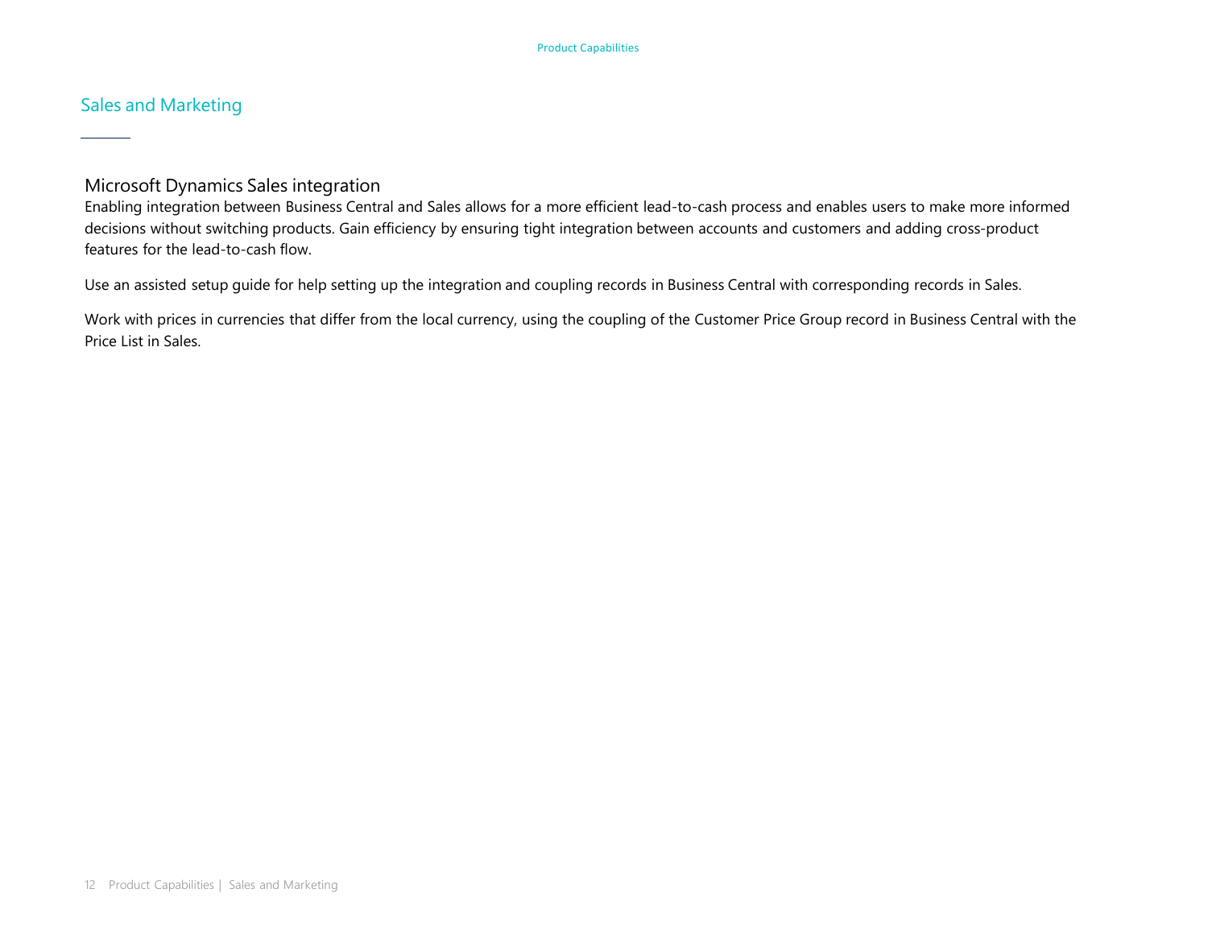## Sales and Marketing

### Microsoft Dynamics Sales integration

Enabling integration between Business Central and Sales allows for a more efficient lead-to-cash process and enables users to make more informed decisions without switching products. Gain efficiency by ensuring tight integration between accounts and customers and adding cross-product features for the lead-to-cash flow.

Use an assisted setup guide for help setting up the integration and coupling records in Business Central with corresponding records in Sales.

Work with prices in currencies that differ from the local currency, using the coupling of the Customer Price Group record in Business Central with the Price List in Sales.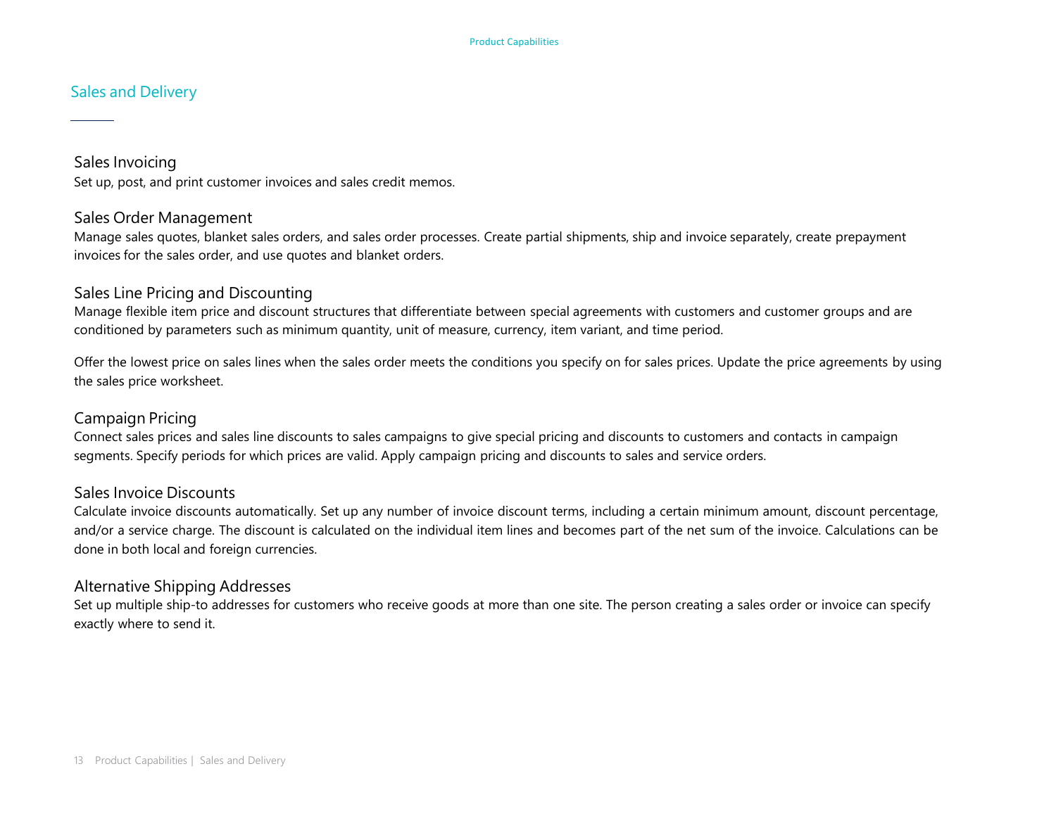## Sales and Delivery

### Sales Invoicing

Set up, post, and print customer invoices and sales credit memos.

### Sales Order Management

Manage sales quotes, blanket sales orders, and sales order processes. Create partial shipments, ship and invoice separately, create prepayment invoices for the sales order, and use quotes and blanket orders.

### Sales Line Pricing and Discounting

Manage flexible item price and discount structures that differentiate between special agreements with customers and customer groups and are conditioned by parameters such as minimum quantity, unit of measure, currency, item variant, and time period.

Offer the lowest price on sales lines when the sales order meets the conditions you specify on for sales prices. Update the price agreements by using the sales price worksheet.

### Campaign Pricing

Connect sales prices and sales line discounts to sales campaigns to give special pricing and discounts to customers and contacts in campaign segments. Specify periods for which prices are valid. Apply campaign pricing and discounts to sales and service orders.

### Sales Invoice Discounts

Calculate invoice discounts automatically. Set up any number of invoice discount terms, including a certain minimum amount, discount percentage, and/or a service charge. The discount is calculated on the individual item lines and becomes part of the net sum of the invoice. Calculations can be done in both local and foreign currencies.

### Alternative Shipping Addresses

Set up multiple ship-to addresses for customers who receive goods at more than one site. The person creating a sales order or invoice can specify exactly where to send it.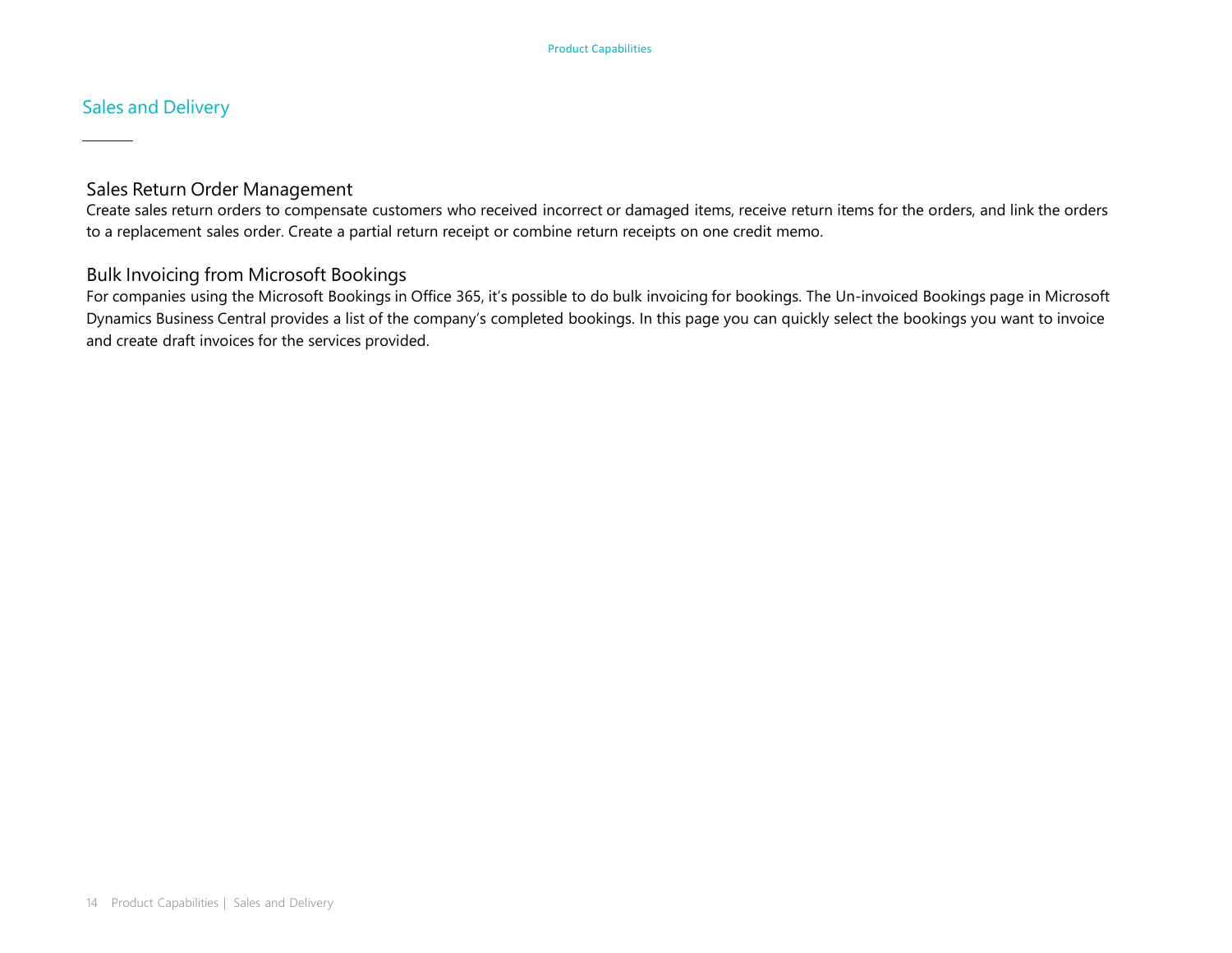## Sales and Delivery

### Sales Return Order Management

Create sales return orders to compensate customers who received incorrect or damaged items, receive return items for the orders, and link the orders to a replacement sales order. Create a partial return receipt or combine return receipts on one credit memo.

### Bulk Invoicing from Microsoft Bookings

For companies using the Microsoft Bookings in Office 365, it's possible to do bulk invoicing for bookings. The Un-invoiced Bookings page in Microsoft Dynamics Business Central provides a list of the company's completed bookings. In this page you can quickly select the bookings you want to invoice and create draft invoices for the services provided.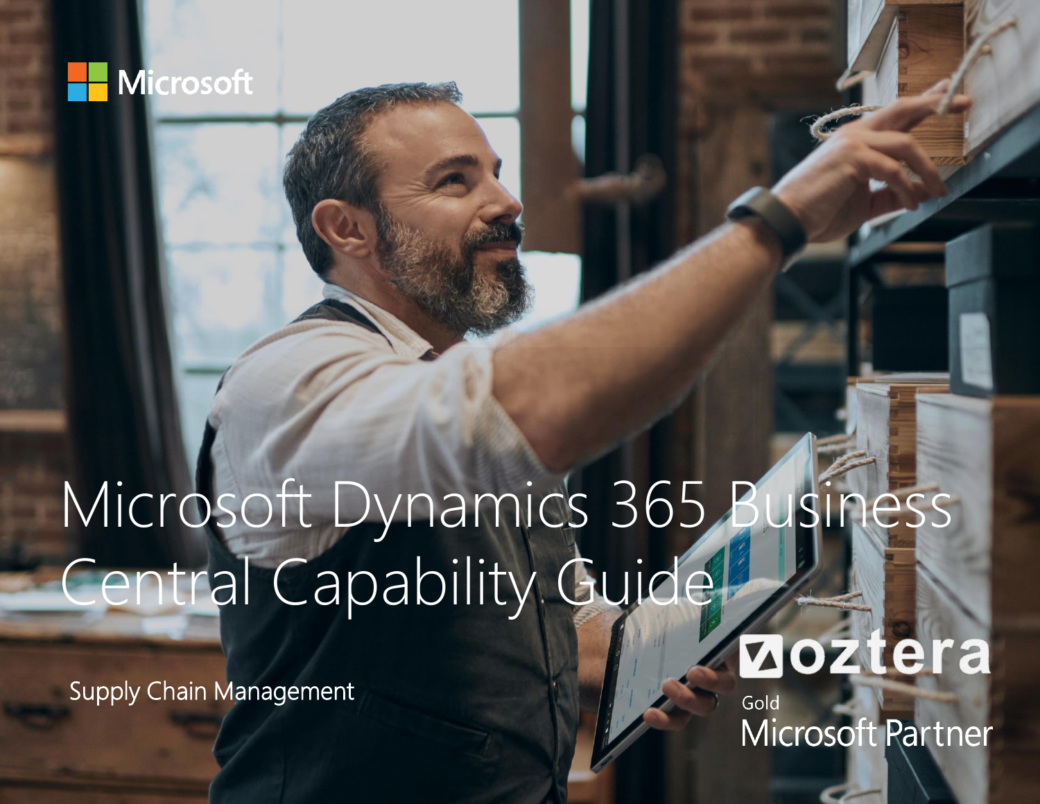Microsoft

# Microsoft Dynamics 365 Business Central Capability Guide

Supply Chain Management

oztera

Gold
Microsoft Partner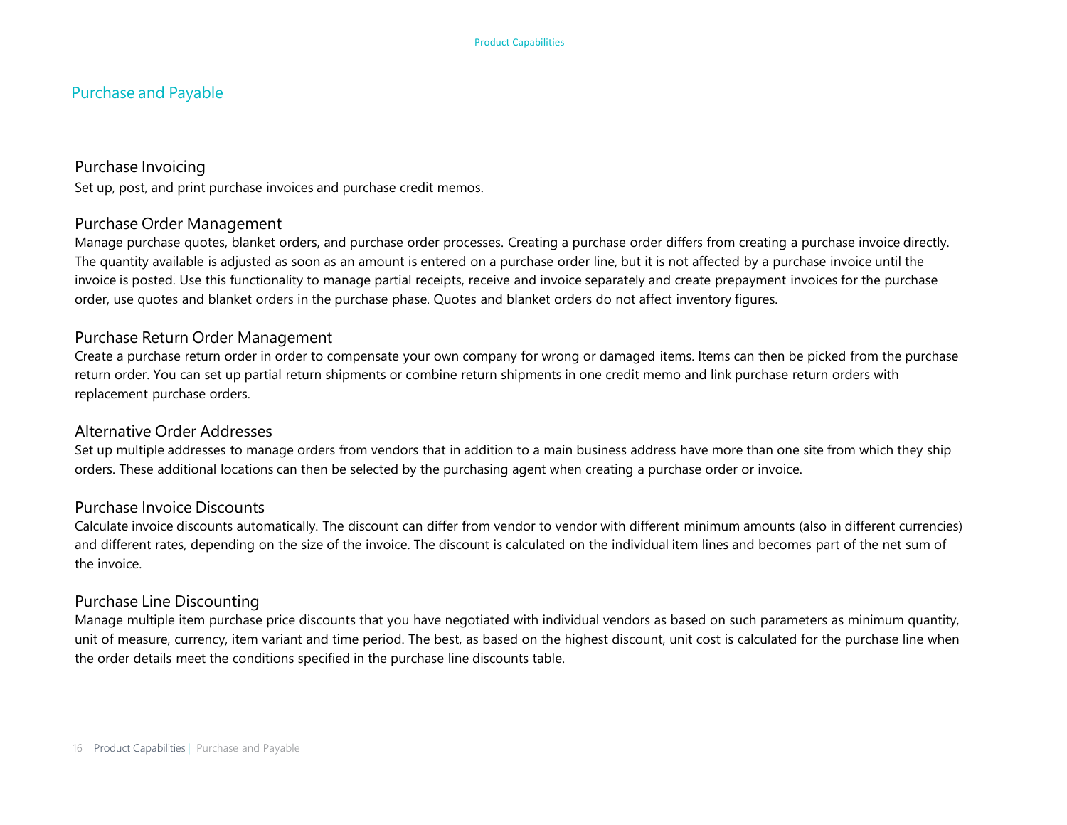## Purchase and Payable

### Purchase Invoicing

Set up, post, and print purchase invoices and purchase credit memos.

### Purchase Order Management

Manage purchase quotes, blanket orders, and purchase order processes. Creating a purchase order differs from creating a purchase invoice directly. The quantity available is adjusted as soon as an amount is entered on a purchase order line, but it is not affected by a purchase invoice until the invoice is posted. Use this functionality to manage partial receipts, receive and invoice separately and create prepayment invoices for the purchase order, use quotes and blanket orders in the purchase phase. Quotes and blanket orders do not affect inventory figures.

### Purchase Return Order Management

Create a purchase return order in order to compensate your own company for wrong or damaged items. Items can then be picked from the purchase return order. You can set up partial return shipments or combine return shipments in one credit memo and link purchase return orders with replacement purchase orders.

### Alternative Order Addresses

Set up multiple addresses to manage orders from vendors that in addition to a main business address have more than one site from which they ship orders. These additional locations can then be selected by the purchasing agent when creating a purchase order or invoice.

### Purchase Invoice Discounts

Calculate invoice discounts automatically. The discount can differ from vendor to vendor with different minimum amounts (also in different currencies) and different rates, depending on the size of the invoice. The discount is calculated on the individual item lines and becomes part of the net sum of the invoice.

### Purchase Line Discounting

Manage multiple item purchase price discounts that you have negotiated with individual vendors as based on such parameters as minimum quantity, unit of measure, currency, item variant and time period. The best, as based on the highest discount, unit cost is calculated for the purchase line when the order details meet the conditions specified in the purchase line discounts table.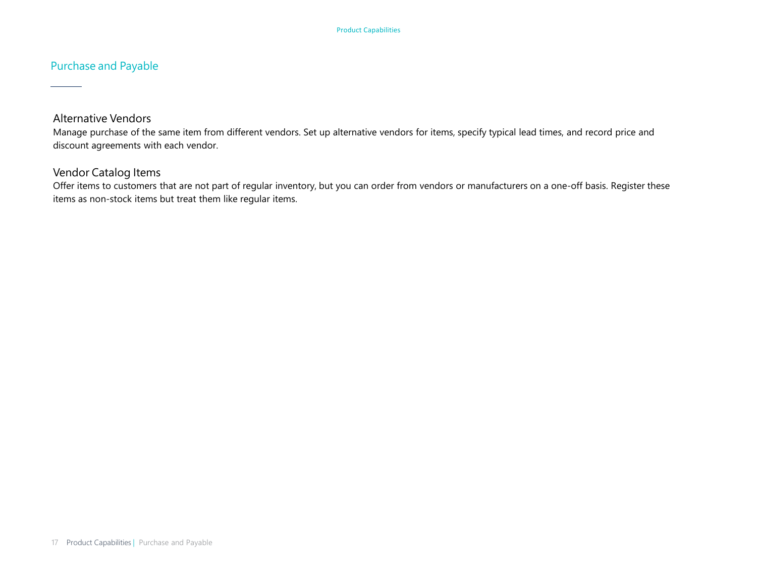## Purchase and Payable

### Alternative Vendors

Manage purchase of the same item from different vendors. Set up alternative vendors for items, specify typical lead times, and record price and discount agreements with each vendor.

### Vendor Catalog Items

Offer items to customers that are not part of regular inventory, but you can order from vendors or manufacturers on a one-off basis. Register these items as non-stock items but treat them like regular items.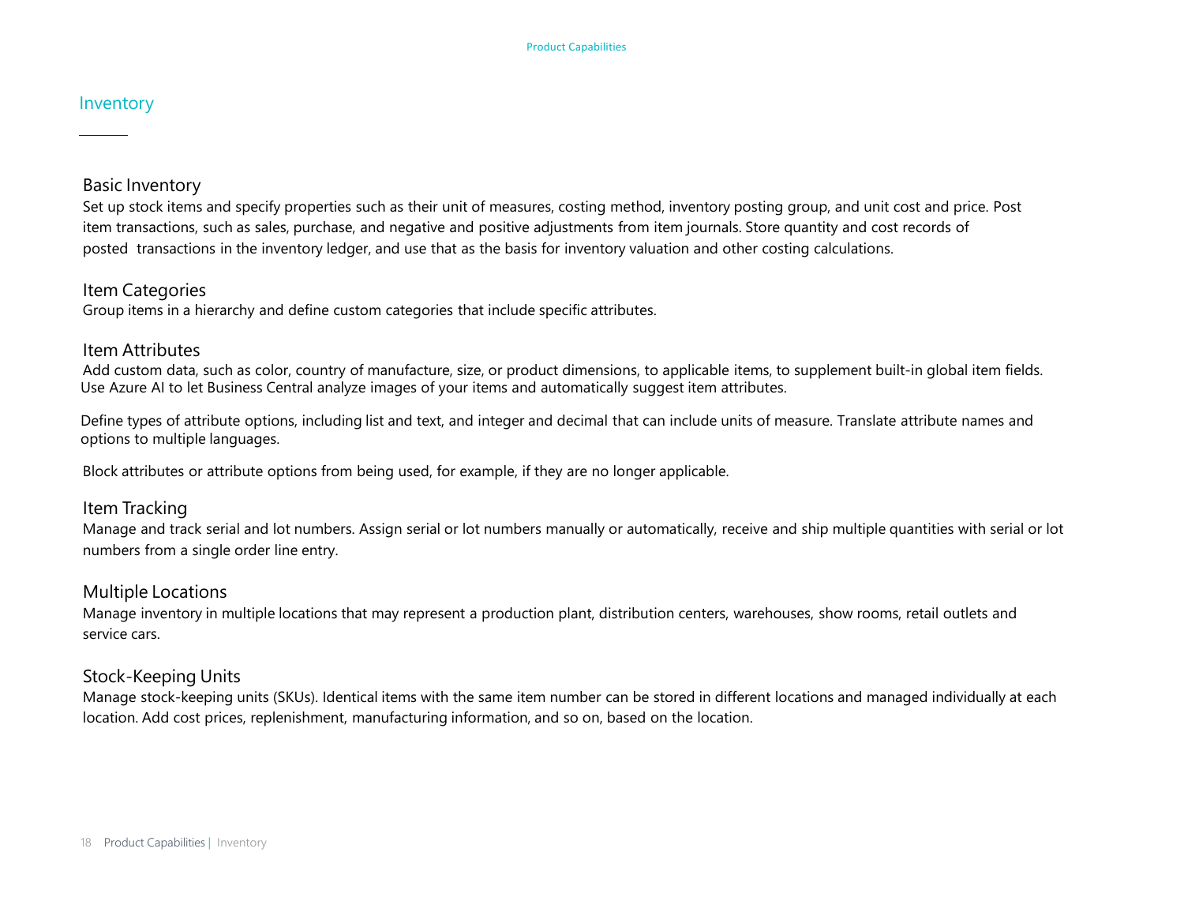# Inventory

## Basic Inventory

Set up stock items and specify properties such as their unit of measures, costing method, inventory posting group, and unit cost and price. Post item transactions, such as sales, purchase, and negative and positive adjustments from item journals. Store quantity and cost records of posted transactions in the inventory ledger, and use that as the basis for inventory valuation and other costing calculations.

## Item Categories

Group items in a hierarchy and define custom categories that include specific attributes.

## Item Attributes

Add custom data, such as color, country of manufacture, size, or product dimensions, to applicable items, to supplement built-in global item fields. Use Azure AI to let Business Central analyze images of your items and automatically suggest item attributes.

Define types of attribute options, including list and text, and integer and decimal that can include units of measure. Translate attribute names and options to multiple languages.

Block attributes or attribute options from being used, for example, if they are no longer applicable.

## Item Tracking

Manage and track serial and lot numbers. Assign serial or lot numbers manually or automatically, receive and ship multiple quantities with serial or lot numbers from a single order line entry.

## Multiple Locations

Manage inventory in multiple locations that may represent a production plant, distribution centers, warehouses, show rooms, retail outlets and service cars.

## Stock-Keeping Units

Manage stock-keeping units (SKUs). Identical items with the same item number can be stored in different locations and managed individually at each location. Add cost prices, replenishment, manufacturing information, and so on, based on the location.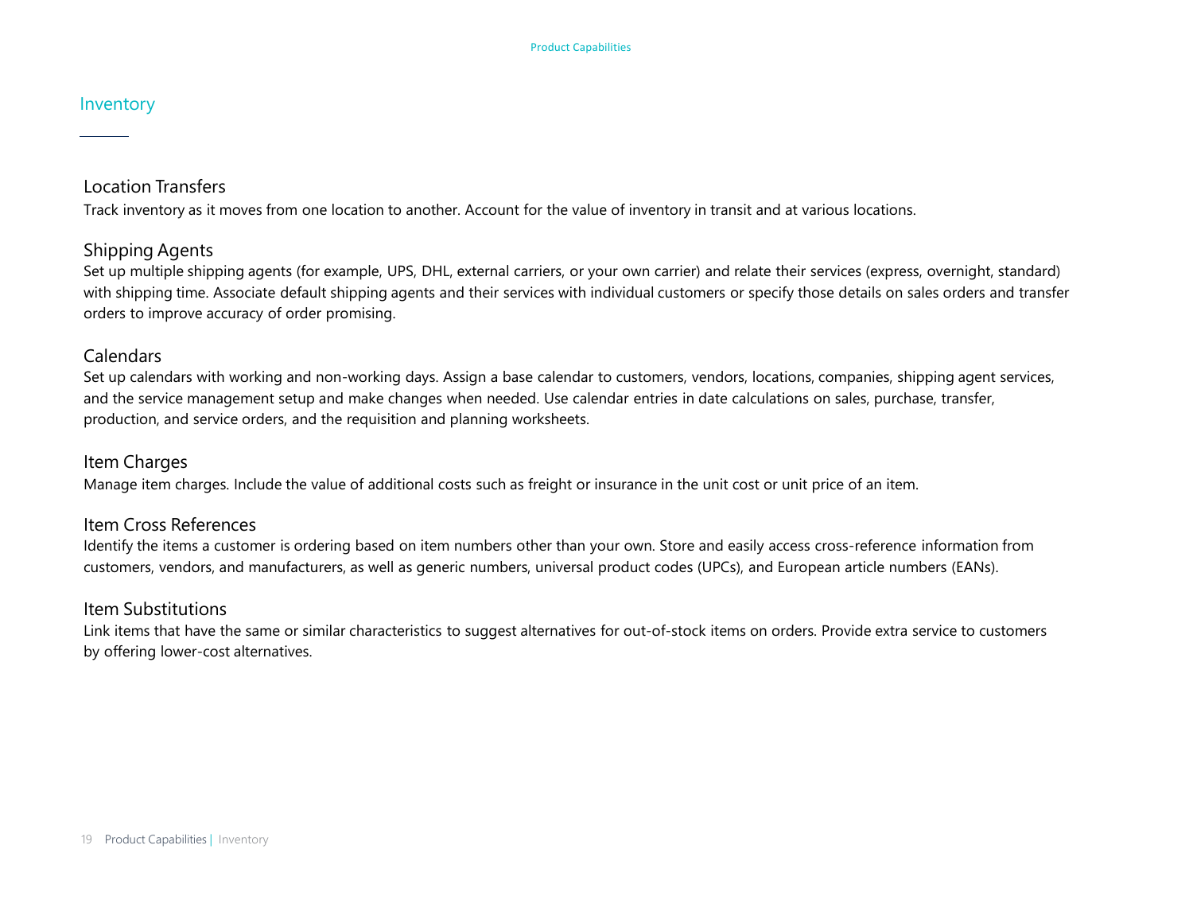## Inventory

### Location Transfers

Track inventory as it moves from one location to another. Account for the value of inventory in transit and at various locations.

### Shipping Agents

Set up multiple shipping agents (for example, UPS, DHL, external carriers, or your own carrier) and relate their services (express, overnight, standard) with shipping time. Associate default shipping agents and their services with individual customers or specify those details on sales orders and transfer orders to improve accuracy of order promising.

### Calendars

Set up calendars with working and non-working days. Assign a base calendar to customers, vendors, locations, companies, shipping agent services, and the service management setup and make changes when needed. Use calendar entries in date calculations on sales, purchase, transfer, production, and service orders, and the requisition and planning worksheets.

### Item Charges

Manage item charges. Include the value of additional costs such as freight or insurance in the unit cost or unit price of an item.

### Item Cross References

Identify the items a customer is ordering based on item numbers other than your own. Store and easily access cross-reference information from customers, vendors, and manufacturers, as well as generic numbers, universal product codes (UPCs), and European article numbers (EANs).

### Item Substitutions

Link items that have the same or similar characteristics to suggest alternatives for out-of-stock items on orders. Provide extra service to customers by offering lower-cost alternatives.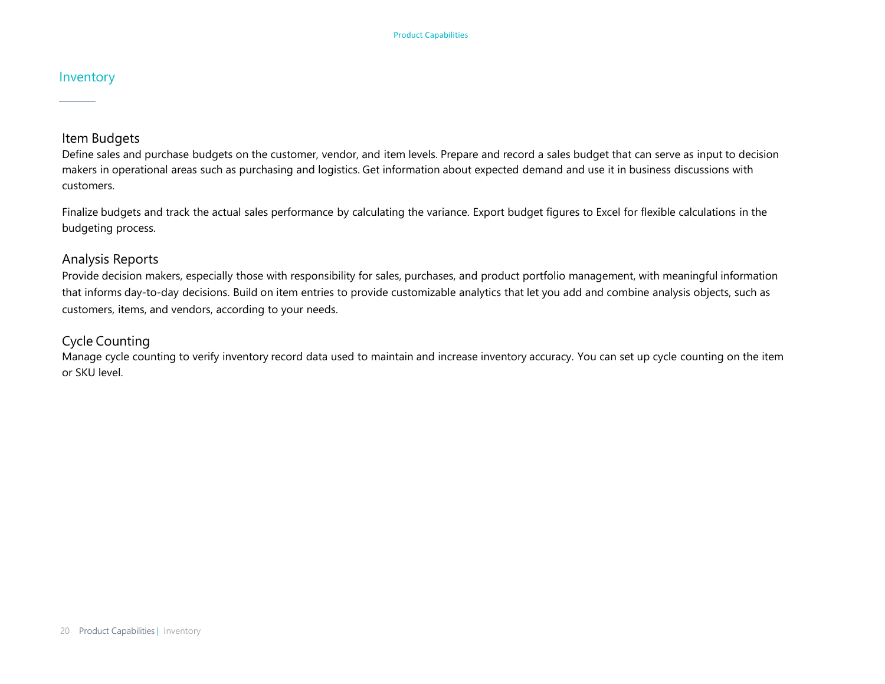## Inventory

### Item Budgets

Define sales and purchase budgets on the customer, vendor, and item levels. Prepare and record a sales budget that can serve as input to decision makers in operational areas such as purchasing and logistics. Get information about expected demand and use it in business discussions with customers.

Finalize budgets and track the actual sales performance by calculating the variance. Export budget figures to Excel for flexible calculations in the budgeting process.

### Analysis Reports

Provide decision makers, especially those with responsibility for sales, purchases, and product portfolio management, with meaningful information that informs day-to-day decisions. Build on item entries to provide customizable analytics that let you add and combine analysis objects, such as customers, items, and vendors, according to your needs.

### Cycle Counting

Manage cycle counting to verify inventory record data used to maintain and increase inventory accuracy. You can set up cycle counting on the item or SKU level.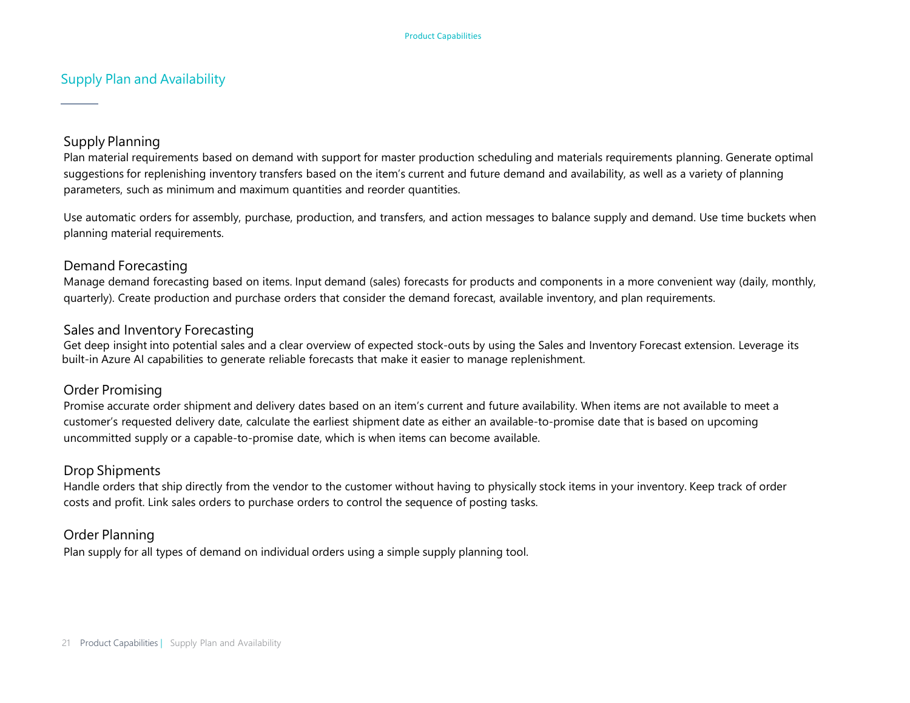# Supply Plan and Availability

## Supply Planning

Plan material requirements based on demand with support for master production scheduling and materials requirements planning. Generate optimal suggestions for replenishing inventory transfers based on the item's current and future demand and availability, as well as a variety of planning parameters, such as minimum and maximum quantities and reorder quantities.

Use automatic orders for assembly, purchase, production, and transfers, and action messages to balance supply and demand. Use time buckets when planning material requirements.

## Demand Forecasting

Manage demand forecasting based on items. Input demand (sales) forecasts for products and components in a more convenient way (daily, monthly, quarterly). Create production and purchase orders that consider the demand forecast, available inventory, and plan requirements.

## Sales and Inventory Forecasting

Get deep insight into potential sales and a clear overview of expected stock-outs by using the Sales and Inventory Forecast extension. Leverage its built-in Azure AI capabilities to generate reliable forecasts that make it easier to manage replenishment.

## Order Promising

Promise accurate order shipment and delivery dates based on an item's current and future availability. When items are not available to meet a customer's requested delivery date, calculate the earliest shipment date as either an available-to-promise date that is based on upcoming uncommitted supply or a capable-to-promise date, which is when items can become available.

## Drop Shipments

Handle orders that ship directly from the vendor to the customer without having to physically stock items in your inventory. Keep track of order costs and profit. Link sales orders to purchase orders to control the sequence of posting tasks.

## Order Planning

Plan supply for all types of demand on individual orders using a simple supply planning tool.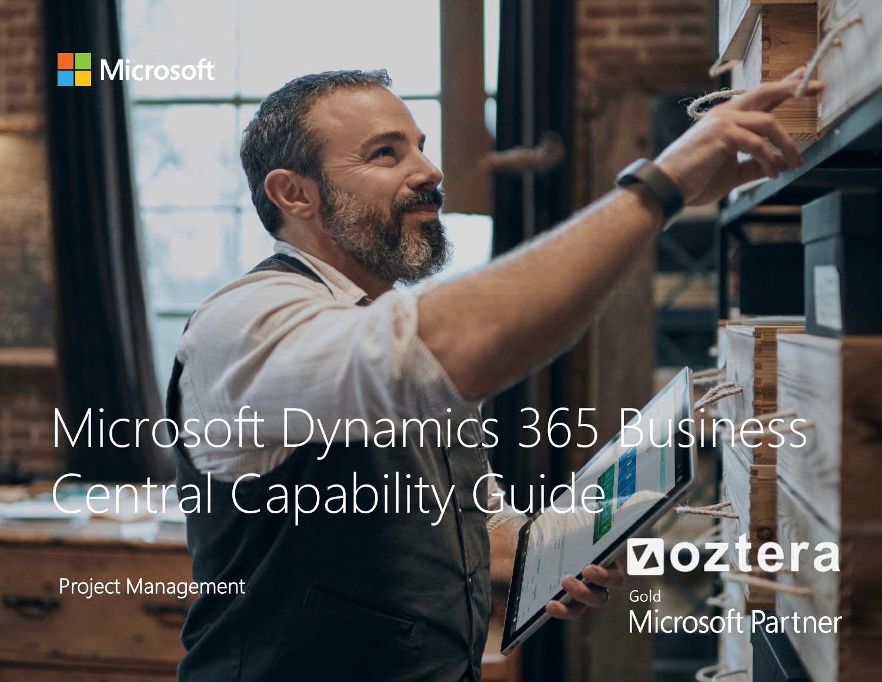Microsoft

# Microsoft Dynamics 365 Business Central Capability Guide

Project Management

oztera

Gold Microsoft Partner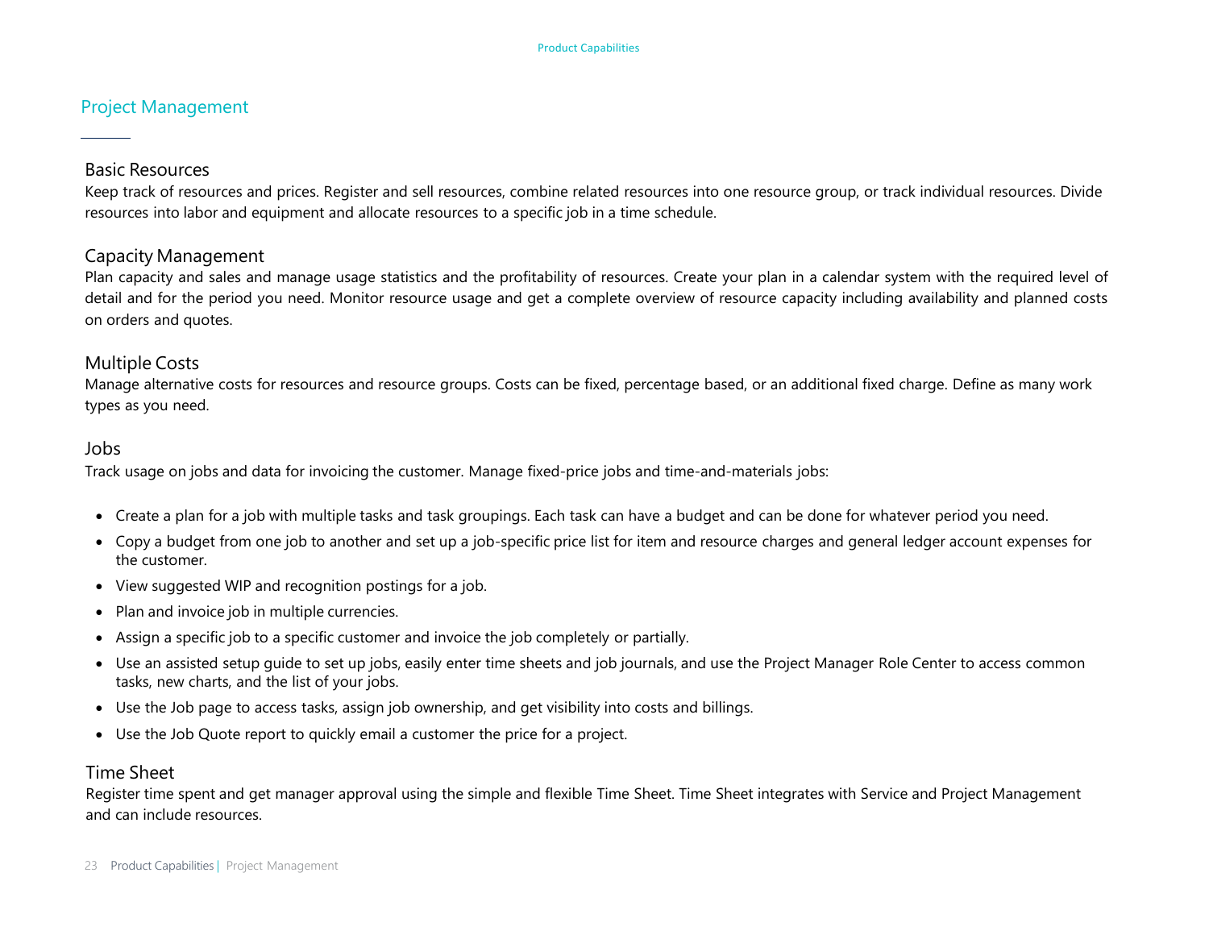## Project Management

### Basic Resources

Keep track of resources and prices. Register and sell resources, combine related resources into one resource group, or track individual resources. Divide resources into labor and equipment and allocate resources to a specific job in a time schedule.

### Capacity Management

Plan capacity and sales and manage usage statistics and the profitability of resources. Create your plan in a calendar system with the required level of detail and for the period you need. Monitor resource usage and get a complete overview of resource capacity including availability and planned costs on orders and quotes.

### Multiple Costs

Manage alternative costs for resources and resource groups. Costs can be fixed, percentage based, or an additional fixed charge. Define as many work types as you need.

### Jobs

Track usage on jobs and data for invoicing the customer. Manage fixed-price jobs and time-and-materials jobs:

- Create a plan for a job with multiple tasks and task groupings. Each task can have a budget and can be done for whatever period you need.
- Copy a budget from one job to another and set up a job-specific price list for item and resource charges and general ledger account expenses for the customer.
- View suggested WIP and recognition postings for a job.
- Plan and invoice job in multiple currencies.
- Assign a specific job to a specific customer and invoice the job completely or partially.
- Use an assisted setup guide to set up jobs, easily enter time sheets and job journals, and use the Project Manager Role Center to access common tasks, new charts, and the list of your jobs.
- Use the Job page to access tasks, assign job ownership, and get visibility into costs and billings.
- Use the Job Quote report to quickly email a customer the price for a project.

### Time Sheet

Register time spent and get manager approval using the simple and flexible Time Sheet. Time Sheet integrates with Service and Project Management and can include resources.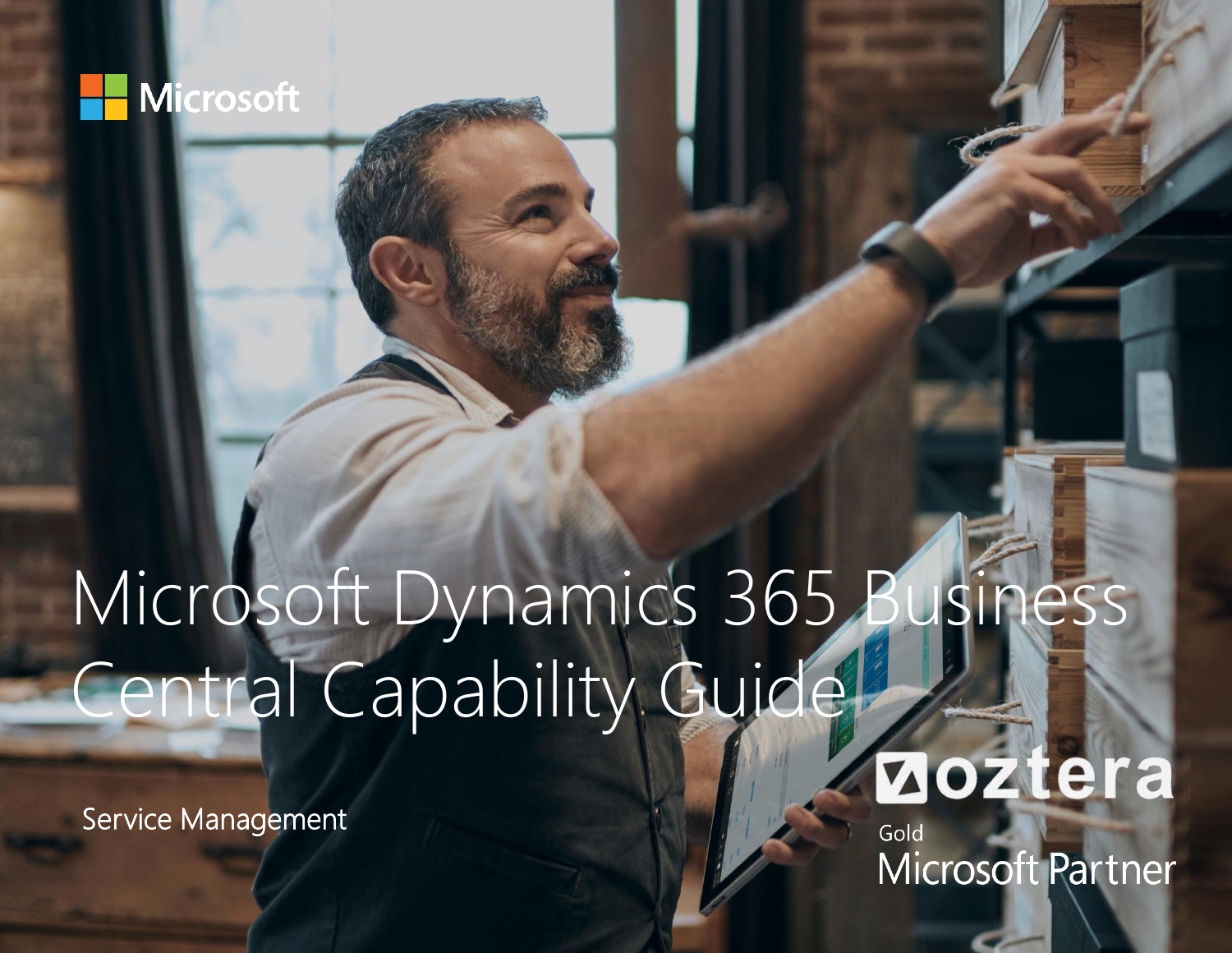Microsoft

# Microsoft Dynamics 365 Business Central Capability Guide

Service Management

oztera

Gold

Microsoft Partner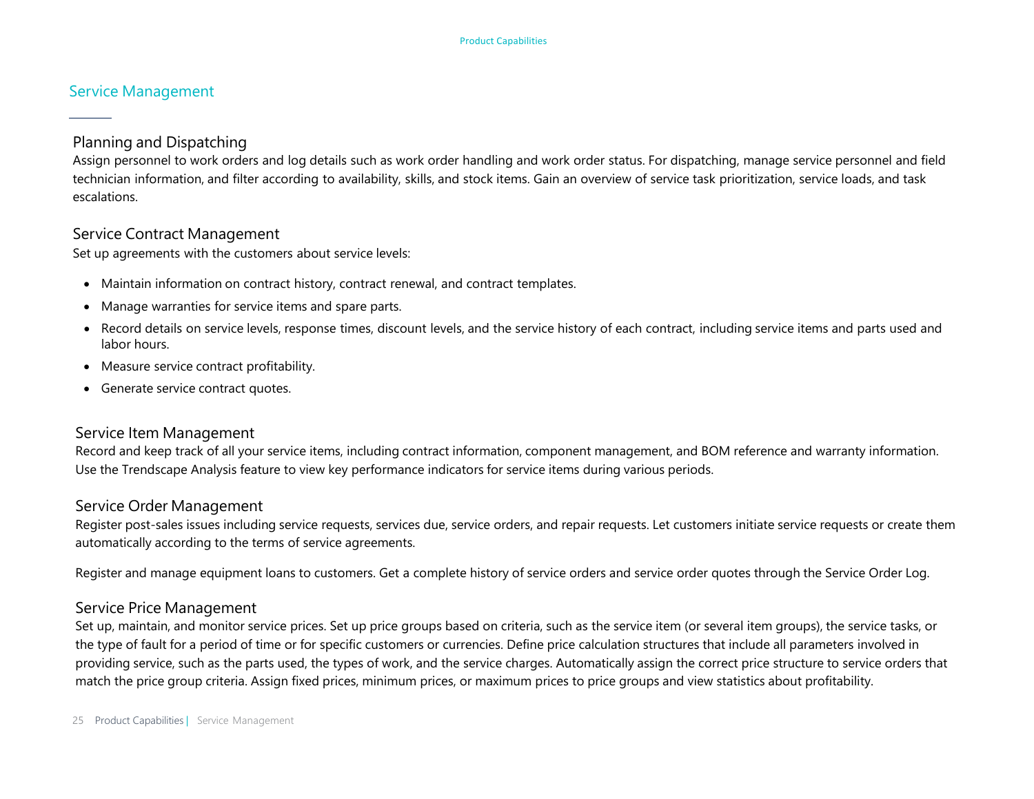# Service Management

## Planning and Dispatching

Assign personnel to work orders and log details such as work order handling and work order status. For dispatching, manage service personnel and field technician information, and filter according to availability, skills, and stock items. Gain an overview of service task prioritization, service loads, and task escalations.

## Service Contract Management

Set up agreements with the customers about service levels:

- Maintain information on contract history, contract renewal, and contract templates.
- Manage warranties for service items and spare parts.
- Record details on service levels, response times, discount levels, and the service history of each contract, including service items and parts used and labor hours.
- Measure service contract profitability.
- Generate service contract quotes.

## Service Item Management

Record and keep track of all your service items, including contract information, component management, and BOM reference and warranty information. Use the Trendscape Analysis feature to view key performance indicators for service items during various periods.

## Service Order Management

Register post-sales issues including service requests, services due, service orders, and repair requests. Let customers initiate service requests or create them automatically according to the terms of service agreements.

Register and manage equipment loans to customers. Get a complete history of service orders and service order quotes through the Service Order Log.

## Service Price Management

Set up, maintain, and monitor service prices. Set up price groups based on criteria, such as the service item (or several item groups), the service tasks, or the type of fault for a period of time or for specific customers or currencies. Define price calculation structures that include all parameters involved in providing service, such as the parts used, the types of work, and the service charges. Automatically assign the correct price structure to service orders that match the price group criteria. Assign fixed prices, minimum prices, or maximum prices to price groups and view statistics about profitability.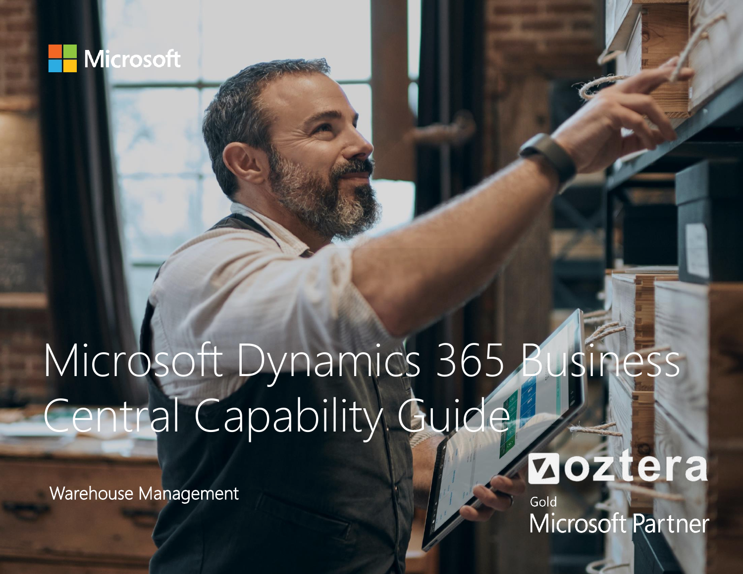Microsoft

# Microsoft Dynamics 365 Business Central Capability Guide

Warehouse Management

oztera

Gold Microsoft Partner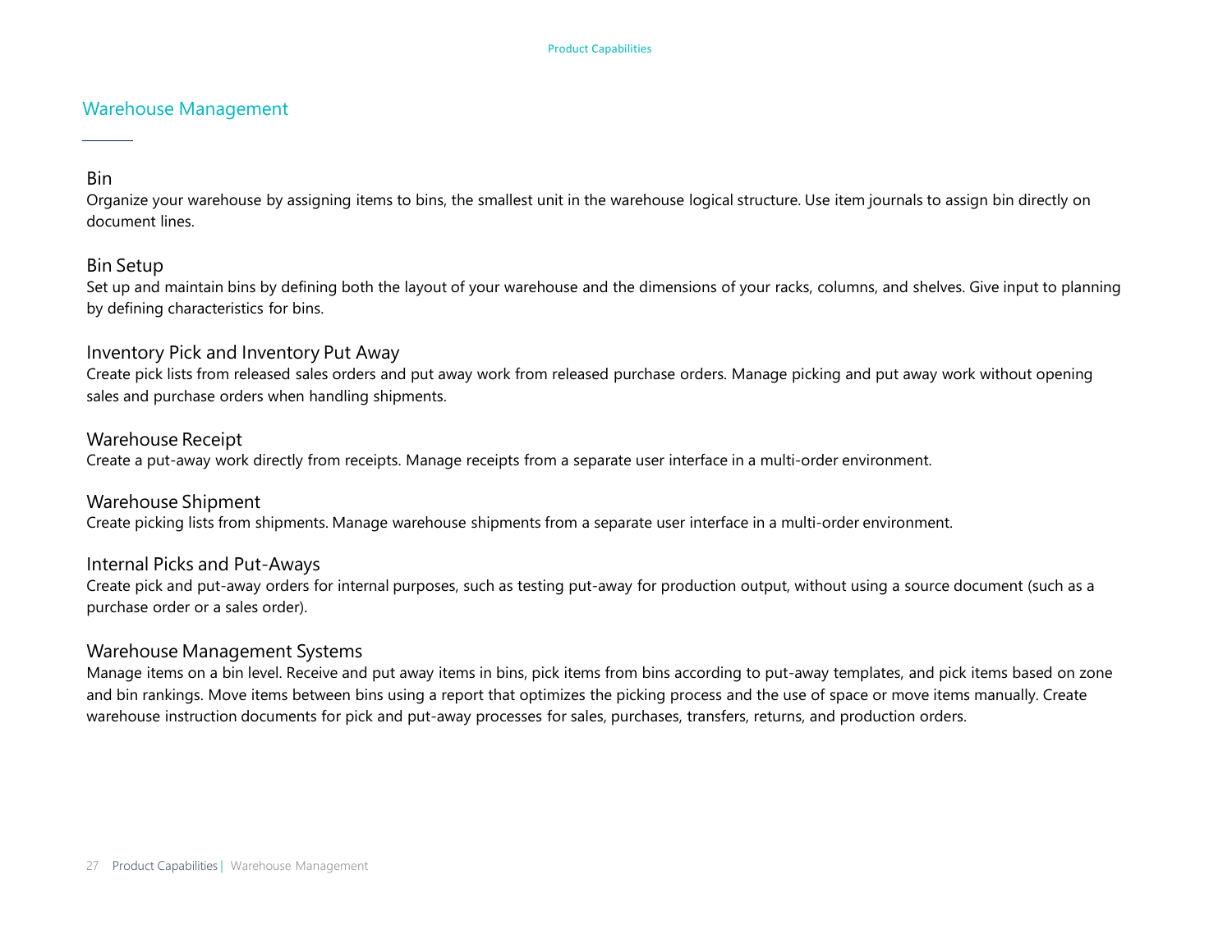## Warehouse Management

### Bin

Organize your warehouse by assigning items to bins, the smallest unit in the warehouse logical structure. Use item journals to assign bin directly on document lines.

### Bin Setup

Set up and maintain bins by defining both the layout of your warehouse and the dimensions of your racks, columns, and shelves. Give input to planning by defining characteristics for bins.

### Inventory Pick and Inventory Put Away

Create pick lists from released sales orders and put away work from released purchase orders. Manage picking and put away work without opening sales and purchase orders when handling shipments.

### Warehouse Receipt

Create a put-away work directly from receipts. Manage receipts from a separate user interface in a multi-order environment.

### Warehouse Shipment

Create picking lists from shipments. Manage warehouse shipments from a separate user interface in a multi-order environment.

### Internal Picks and Put-Aways

Create pick and put-away orders for internal purposes, such as testing put-away for production output, without using a source document (such as a purchase order or a sales order).

### Warehouse Management Systems

Manage items on a bin level. Receive and put away items in bins, pick items from bins according to put-away templates, and pick items based on zone and bin rankings. Move items between bins using a report that optimizes the picking process and the use of space or move items manually. Create warehouse instruction documents for pick and put-away processes for sales, purchases, transfers, returns, and production orders.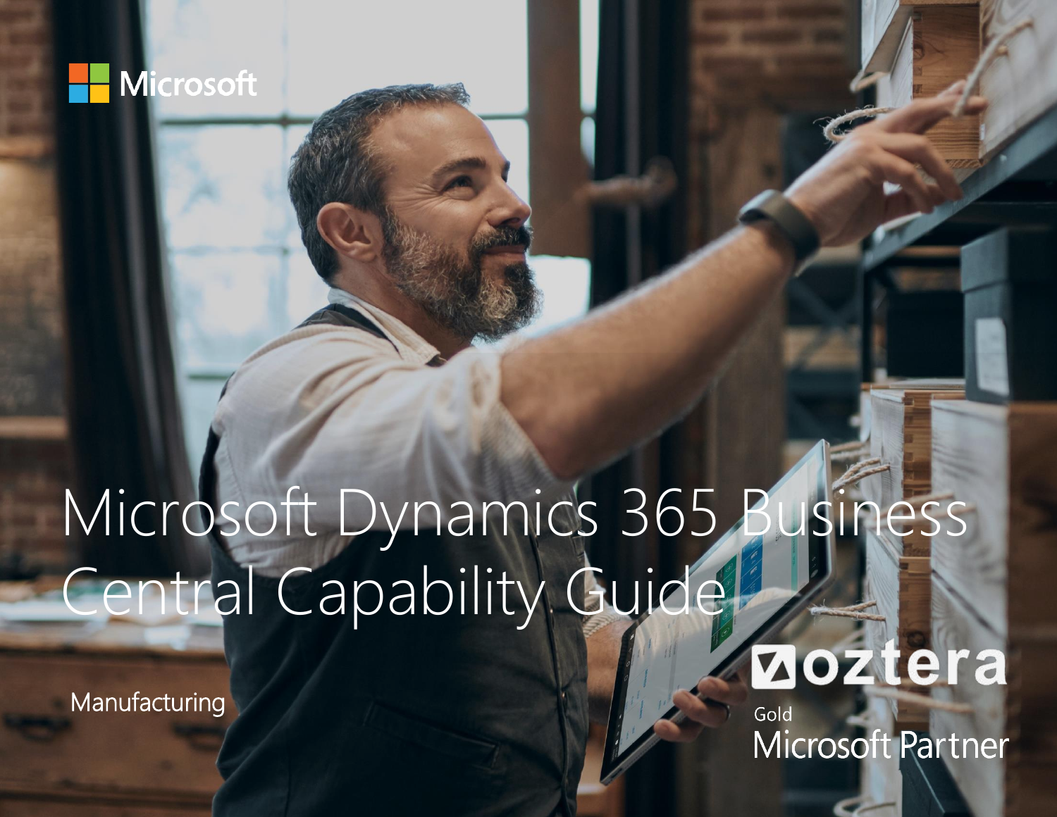Microsoft

# Microsoft Dynamics 365 Business Central Capability Guide

Manufacturing

oztera

Gold

Microsoft Partner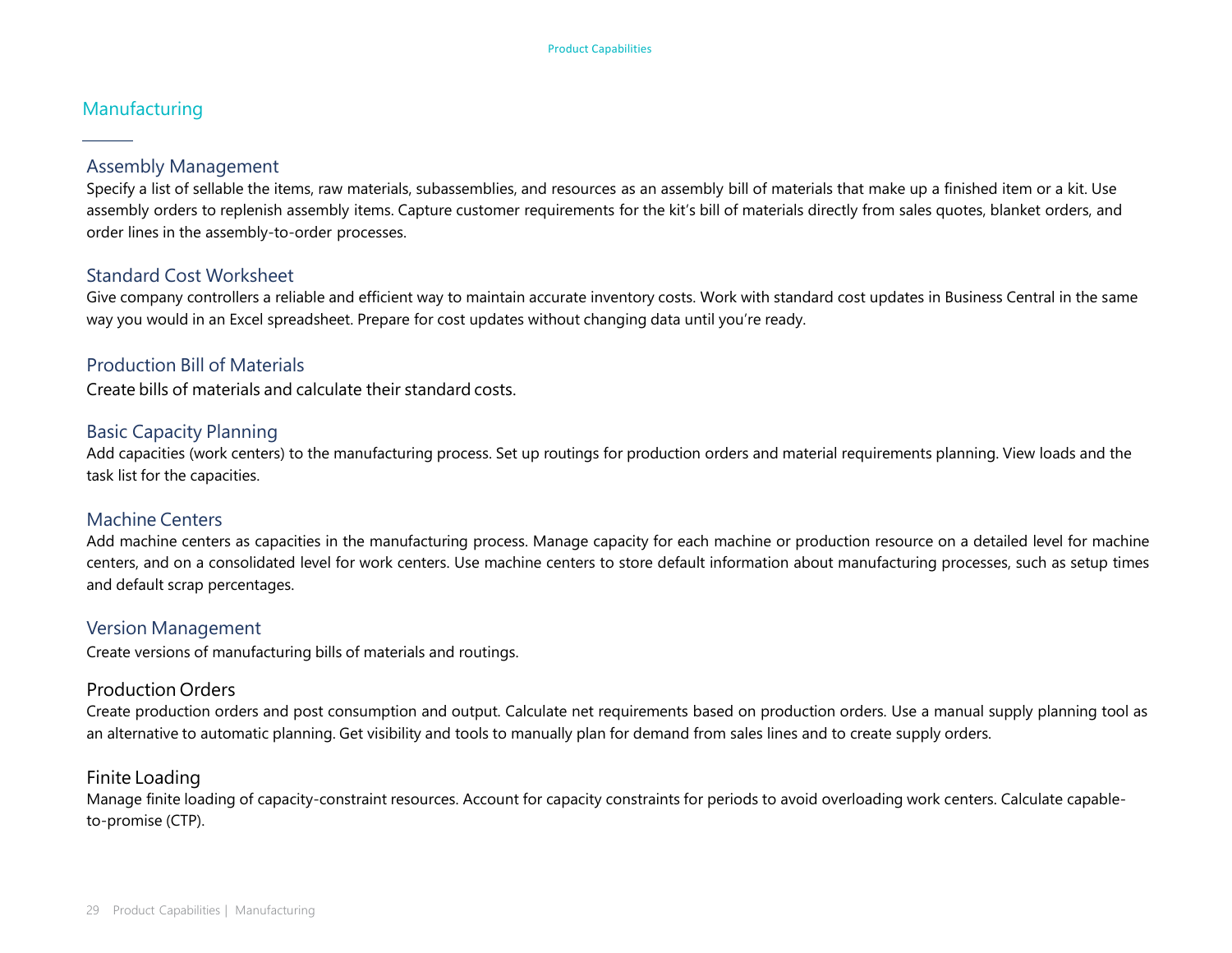## Manufacturing

### Assembly Management

Specify a list of sellable the items, raw materials, subassemblies, and resources as an assembly bill of materials that make up a finished item or a kit. Use assembly orders to replenish assembly items. Capture customer requirements for the kit's bill of materials directly from sales quotes, blanket orders, and order lines in the assembly-to-order processes.

### Standard Cost Worksheet

Give company controllers a reliable and efficient way to maintain accurate inventory costs. Work with standard cost updates in Business Central in the same way you would in an Excel spreadsheet. Prepare for cost updates without changing data until you're ready.

### Production Bill of Materials

Create bills of materials and calculate their standard costs.

### Basic Capacity Planning

Add capacities (work centers) to the manufacturing process. Set up routings for production orders and material requirements planning. View loads and the task list for the capacities.

### Machine Centers

Add machine centers as capacities in the manufacturing process. Manage capacity for each machine or production resource on a detailed level for machine centers, and on a consolidated level for work centers. Use machine centers to store default information about manufacturing processes, such as setup times and default scrap percentages.

### Version Management

Create versions of manufacturing bills of materials and routings.

### Production Orders

Create production orders and post consumption and output. Calculate net requirements based on production orders. Use a manual supply planning tool as an alternative to automatic planning. Get visibility and tools to manually plan for demand from sales lines and to create supply orders.

### Finite Loading

Manage finite loading of capacity-constraint resources. Account for capacity constraints for periods to avoid overloading work centers. Calculate capable-to-promise (CTP).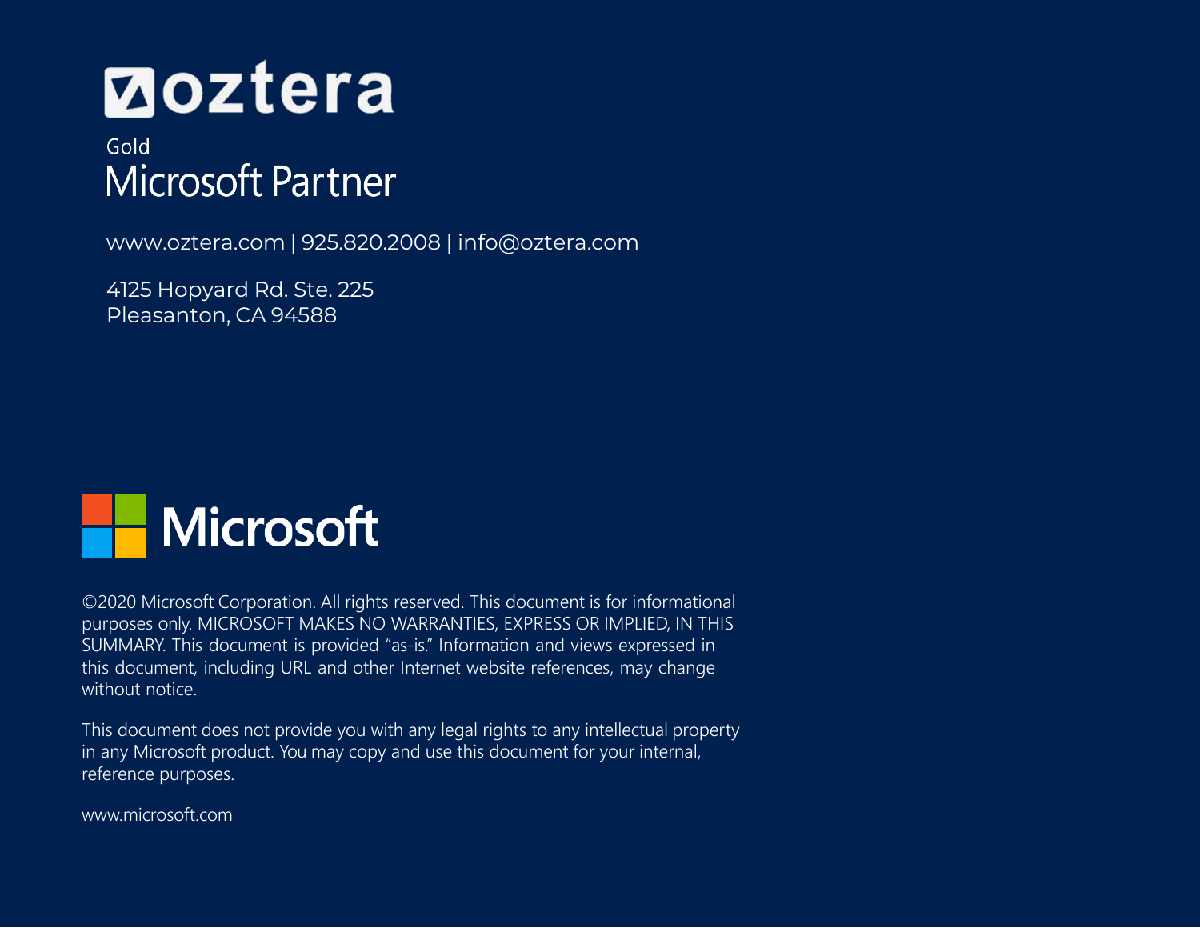oztera

Gold
Microsoft Partner

www.oztera.com | 925.820.2008 | info@oztera.com

4125 Hopyard Rd. Ste. 225
Pleasanton, CA 94588

Microsoft

©2020 Microsoft Corporation. All rights reserved. This document is for informational purposes only. MICROSOFT MAKES NO WARRANTIES, EXPRESS OR IMPLIED, IN THIS SUMMARY. This document is provided "as-is." Information and views expressed in this document, including URL and other Internet website references, may change without notice.

This document does not provide you with any legal rights to any intellectual property in any Microsoft product. You may copy and use this document for your internal, reference purposes.

www.microsoft.com